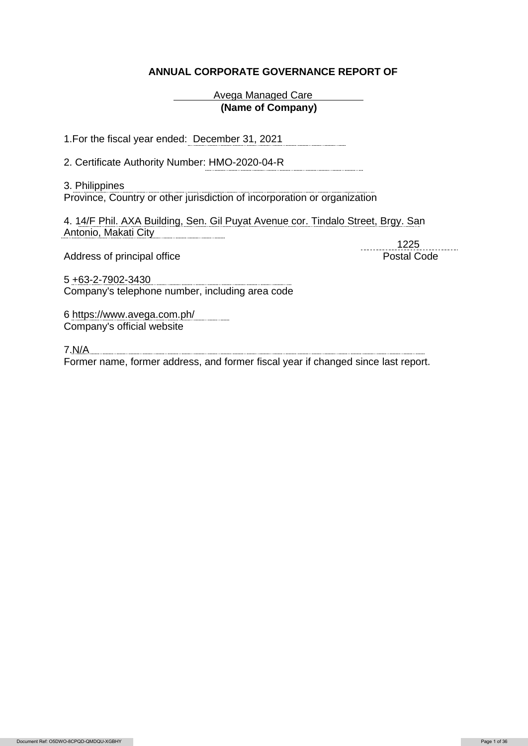# ANNUAL CORPORATE GOVERNANCE REPORT OF

Avega Managed Care
**(Name of Company)**

1.For the fiscal year ended: December 31, 2021

2. Certificate Authority Number: HMO-2020-04-R

3. Philippines
Province, Country or other jurisdiction of incorporation or organization

4. 14/F Phil. AXA Building, Sen. Gil Puyat Avenue cor. Tindalo Street, Brgy. San Antonio, Makati City
Address of principal office

1225
Postal Code

5 +63-2-7902-3430
Company's telephone number, including area code

6 https://www.avega.com.ph/
Company's official website

7.N/A
Former name, former address, and former fiscal year if changed since last report.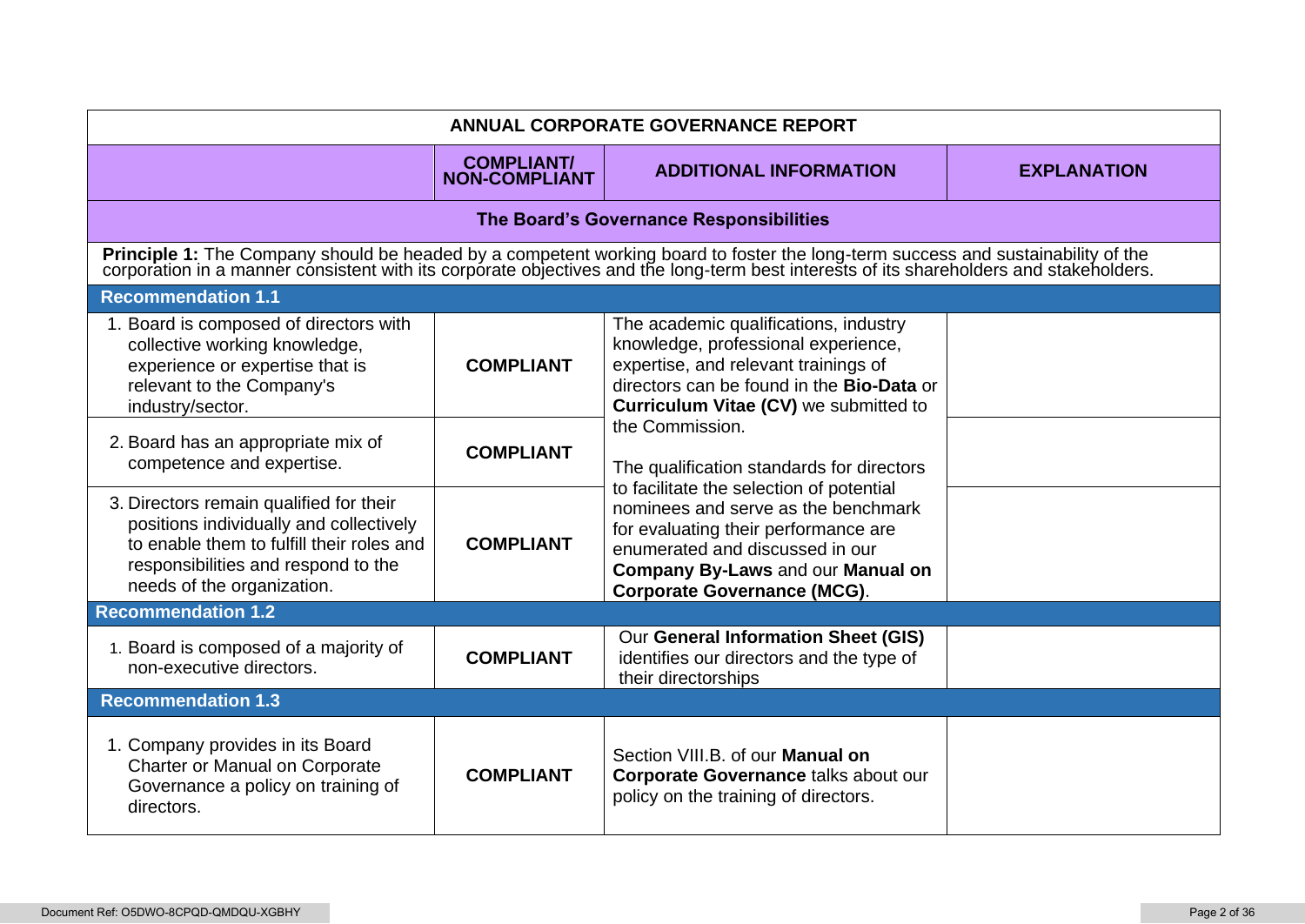| ANNUAL CORPORATE GOVERNANCE REPORT | | | |
|---|---|---|---|
| | **COMPLIANT/ NON-COMPLIANT** | **ADDITIONAL INFORMATION** | **EXPLANATION** |
| **The Board's Governance Responsibilities** | | | |
| **Principle 1:** The Company should be headed by a competent working board to foster the long-term success and sustainability of the corporation in a manner consistent with its corporate objectives and the long-term best interests of its shareholders and stakeholders. | | | |
| **Recommendation 1.1** | | | |
| 1. Board is composed of directors with collective working knowledge, experience or expertise that is relevant to the Company's industry/sector. | **COMPLIANT** | The academic qualifications, industry knowledge, professional experience, expertise, and relevant trainings of directors can be found in the **Bio-Data** or **Curriculum Vitae (CV)** we submitted to the Commission.<br><br>The qualification standards for directors to facilitate the selection of potential nominees and serve as the benchmark for evaluating their performance are enumerated and discussed in our **Company By-Laws** and our **Manual on Corporate Governance (MCG)**. | |
| 2. Board has an appropriate mix of competence and expertise. | **COMPLIANT** | | |
| 3. Directors remain qualified for their positions individually and collectively to enable them to fulfill their roles and responsibilities and respond to the needs of the organization. | **COMPLIANT** | | |
| **Recommendation 1.2** | | | |
| 1. Board is composed of a majority of non-executive directors. | **COMPLIANT** | Our **General Information Sheet (GIS)** identifies our directors and the type of their directorships | |
| **Recommendation 1.3** | | | |
| 1. Company provides in its Board Charter or Manual on Corporate Governance a policy on training of directors. | **COMPLIANT** | Section VIII.B. of our **Manual on Corporate Governance** talks about our policy on the training of directors. | |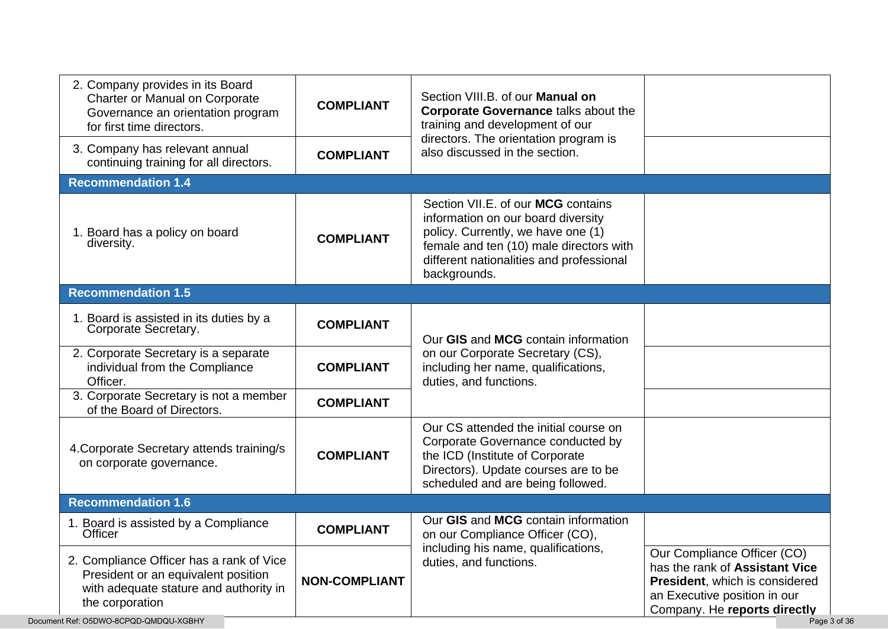| | | | |
|---|---|---|---|
| 2. Company provides in its Board Charter or Manual on Corporate Governance an orientation program for first time directors. | **COMPLIANT** | Section VIII.B. of our **Manual on Corporate Governance** talks about the training and development of our directors. The orientation program is also discussed in the section. | |
| 3. Company has relevant annual continuing training for all directors. | **COMPLIANT** | | |
| **Recommendation 1.4** | | | |
| 1. Board has a policy on board diversity. | **COMPLIANT** | Section VII.E. of our **MCG** contains information on our board diversity policy. Currently, we have one (1) female and ten (10) male directors with different nationalities and professional backgrounds. | |
| **Recommendation 1.5** | | | |
| 1. Board is assisted in its duties by a Corporate Secretary. | **COMPLIANT** | Our **GIS** and **MCG** contain information on our Corporate Secretary (CS), including her name, qualifications, duties, and functions. | |
| 2. Corporate Secretary is a separate individual from the Compliance Officer. | **COMPLIANT** | | |
| 3. Corporate Secretary is not a member of the Board of Directors. | **COMPLIANT** | | |
| 4.Corporate Secretary attends training/s on corporate governance. | **COMPLIANT** | Our CS attended the initial course on Corporate Governance conducted by the ICD (Institute of Corporate Directors). Update courses are to be scheduled and are being followed. | |
| **Recommendation 1.6** | | | |
| 1. Board is assisted by a Compliance Officer | **COMPLIANT** | Our **GIS** and **MCG** contain information on our Compliance Officer (CO), including his name, qualifications, duties, and functions. | |
| 2. Compliance Officer has a rank of Vice President or an equivalent position with adequate stature and authority in the corporation | **NON-COMPLIANT** | | Our Compliance Officer (CO) has the rank of **Assistant Vice President**, which is considered an Executive position in our Company. He **reports directly** |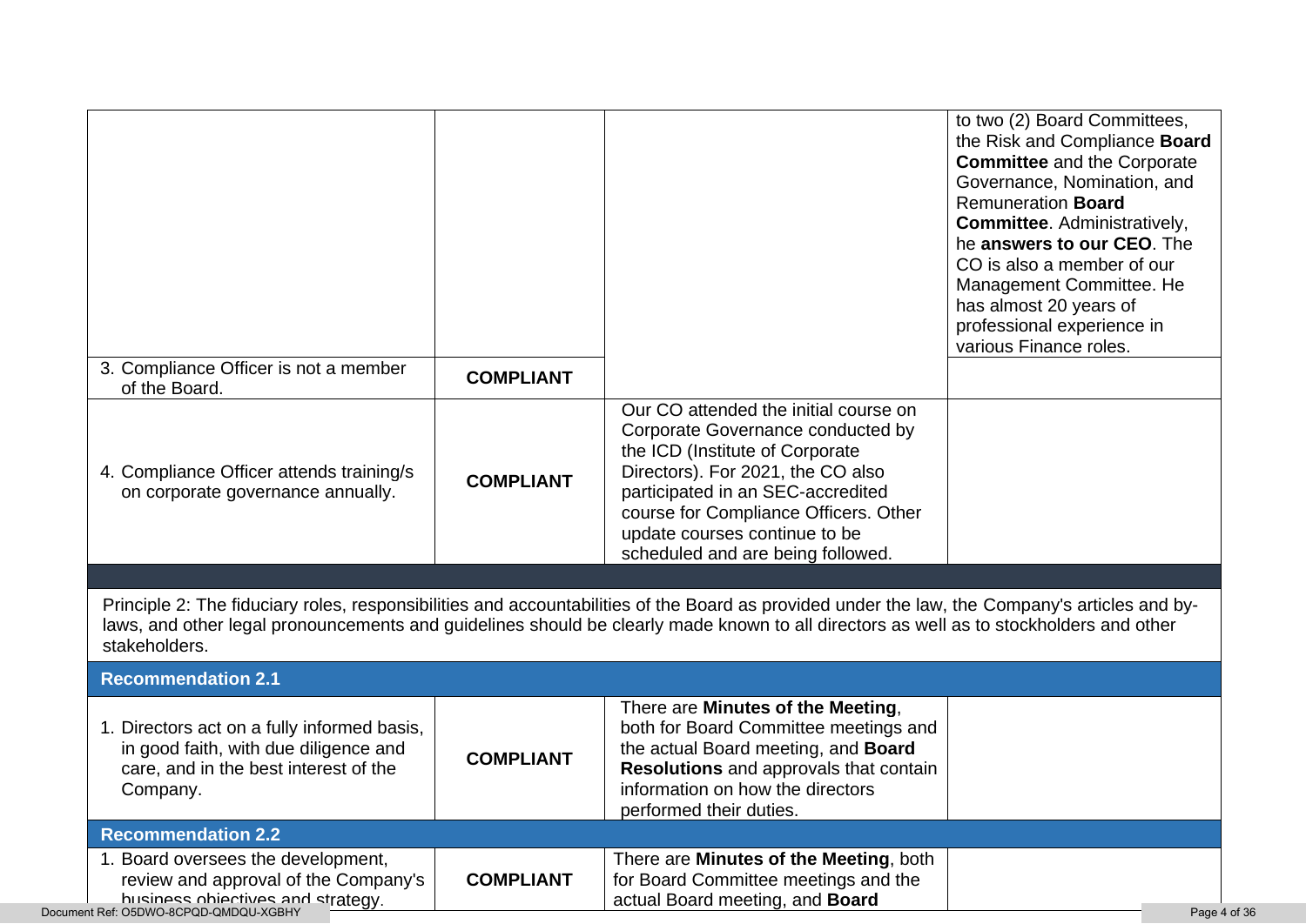| | | | |
|---|---|---|---|
| | | | to two (2) Board Committees, the Risk and Compliance **Board Committee** and the Corporate Governance, Nomination, and Remuneration **Board Committee**. Administratively, he **answers to our CEO**. The CO is also a member of our Management Committee. He has almost 20 years of professional experience in various Finance roles. |
| 3. Compliance Officer is not a member of the Board. | **COMPLIANT** | | |
| 4. Compliance Officer attends training/s on corporate governance annually. | **COMPLIANT** | Our CO attended the initial course on Corporate Governance conducted by the ICD (Institute of Corporate Directors). For 2021, the CO also participated in an SEC-accredited course for Compliance Officers. Other update courses continue to be scheduled and are being followed. | |

Principle 2: The fiduciary roles, responsibilities and accountabilities of the Board as provided under the law, the Company's articles and by-laws, and other legal pronouncements and guidelines should be clearly made known to all directors as well as to stockholders and other stakeholders.

| | | | |
|---|---|---|---|
| **Recommendation 2.1** | | | |
| 1. Directors act on a fully informed basis, in good faith, with due diligence and care, and in the best interest of the Company. | **COMPLIANT** | There are **Minutes of the Meeting**, both for Board Committee meetings and the actual Board meeting, and **Board Resolutions** and approvals that contain information on how the directors performed their duties. | |
| **Recommendation 2.2** | | | |
| 1. Board oversees the development, review and approval of the Company's business objectives and strategy. | **COMPLIANT** | There are **Minutes of the Meeting**, both for Board Committee meetings and the actual Board meeting, and **Board** | |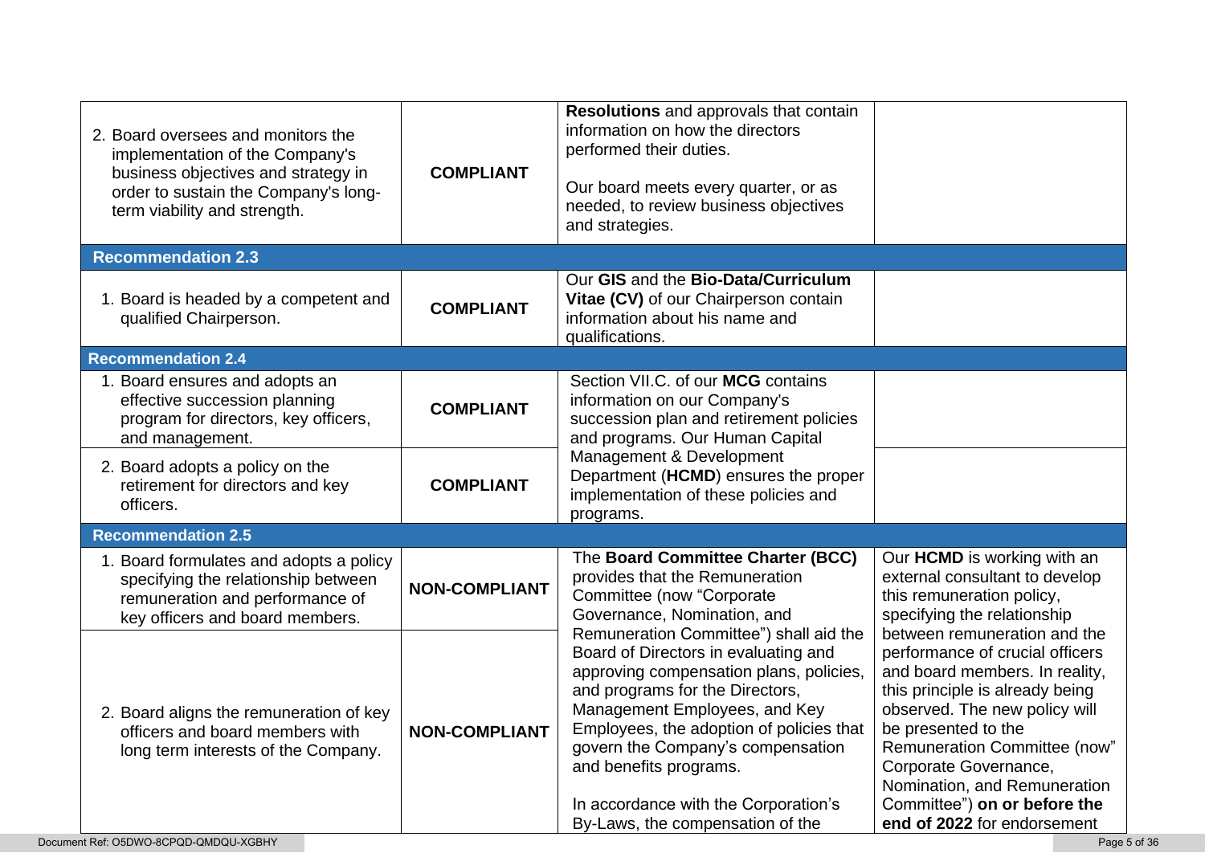| | | | |
|---|---|---|---|
| 2. Board oversees and monitors the implementation of the Company's business objectives and strategy in order to sustain the Company's long-term viability and strength. | **COMPLIANT** | **Resolutions** and approvals that contain information on how the directors performed their duties.<br><br>Our board meets every quarter, or as needed, to review business objectives and strategies. | |
| **Recommendation 2.3** | | | |
| 1. Board is headed by a competent and qualified Chairperson. | **COMPLIANT** | Our **GIS** and the **Bio-Data/Curriculum Vitae (CV)** of our Chairperson contain information about his name and qualifications. | |
| **Recommendation 2.4** | | | |
| 1. Board ensures and adopts an effective succession planning program for directors, key officers, and management. | **COMPLIANT** | Section VII.C. of our **MCG** contains information on our Company's succession plan and retirement policies and programs. Our Human Capital Management & Development Department (**HCMD**) ensures the proper implementation of these policies and programs. | |
| 2. Board adopts a policy on the retirement for directors and key officers. | **COMPLIANT** | | |
| **Recommendation 2.5** | | | |
| 1. Board formulates and adopts a policy specifying the relationship between remuneration and performance of key officers and board members. | **NON-COMPLIANT** | The **Board Committee Charter (BCC)** provides that the Remuneration Committee (now "Corporate Governance, Nomination, and Remuneration Committee") shall aid the Board of Directors in evaluating and approving compensation plans, policies, and programs for the Directors, Management Employees, and Key Employees, the adoption of policies that govern the Company's compensation and benefits programs.<br><br>In accordance with the Corporation's By-Laws, the compensation of the | Our **HCMD** is working with an external consultant to develop this remuneration policy, specifying the relationship between remuneration and the performance of crucial officers and board members. In reality, this principle is already being observed. The new policy will be presented to the Remuneration Committee (now" Corporate Governance, Nomination, and Remuneration Committee") **on or before the end of 2022** for endorsement |
| 2. Board aligns the remuneration of key officers and board members with long term interests of the Company. | **NON-COMPLIANT** | | |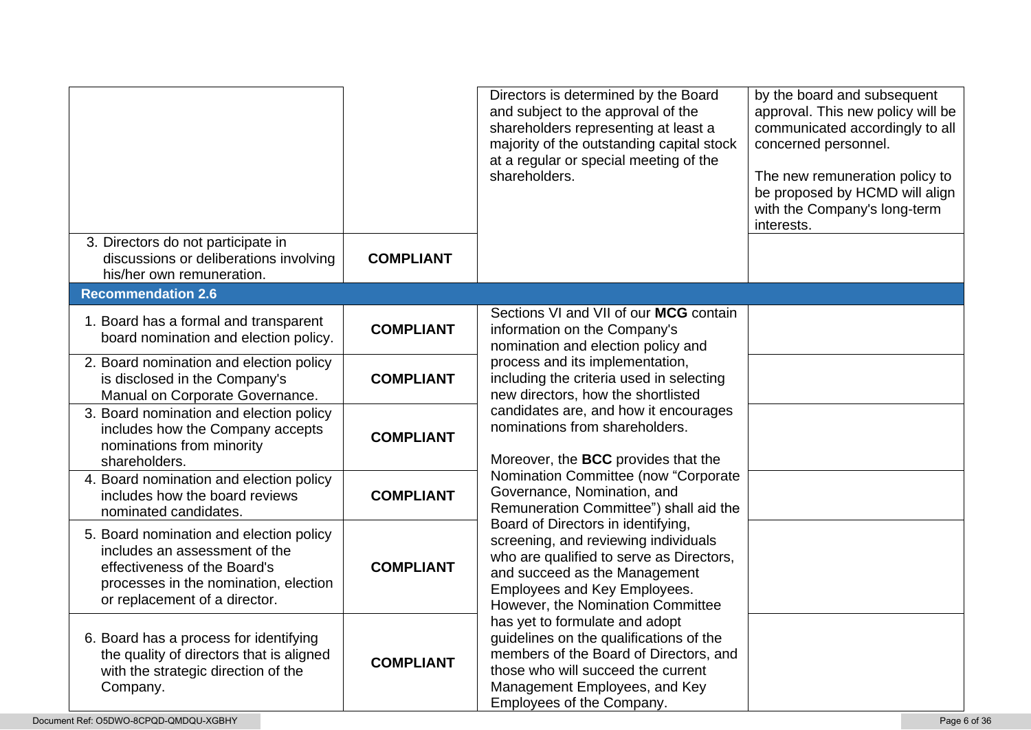| | | | |
|---|---|---|---|
| | | Directors is determined by the Board and subject to the approval of the shareholders representing at least a majority of the outstanding capital stock at a regular or special meeting of the shareholders. | by the board and subsequent approval. This new policy will be communicated accordingly to all concerned personnel.<br><br>The new remuneration policy to be proposed by HCMD will align with the Company's long-term interests. |
| 3. Directors do not participate in discussions or deliberations involving his/her own remuneration. | **COMPLIANT** | | |
| **Recommendation 2.6** | | | |
| 1. Board has a formal and transparent board nomination and election policy. | **COMPLIANT** | Sections VI and VII of our **MCG** contain information on the Company's nomination and election policy and process and its implementation, including the criteria used in selecting new directors, how the shortlisted candidates are, and how it encourages nominations from shareholders.<br><br>Moreover, the **BCC** provides that the Nomination Committee (now "Corporate Governance, Nomination, and Remuneration Committee") shall aid the Board of Directors in identifying, screening, and reviewing individuals who are qualified to serve as Directors, and succeed as the Management Employees and Key Employees. However, the Nomination Committee has yet to formulate and adopt guidelines on the qualifications of the members of the Board of Directors, and those who will succeed the current Management Employees, and Key Employees of the Company. | |
| 2. Board nomination and election policy is disclosed in the Company's Manual on Corporate Governance. | **COMPLIANT** | | |
| 3. Board nomination and election policy includes how the Company accepts nominations from minority shareholders. | **COMPLIANT** | | |
| 4. Board nomination and election policy includes how the board reviews nominated candidates. | **COMPLIANT** | | |
| 5. Board nomination and election policy includes an assessment of the effectiveness of the Board's processes in the nomination, election or replacement of a director. | **COMPLIANT** | | |
| 6. Board has a process for identifying the quality of directors that is aligned with the strategic direction of the Company. | **COMPLIANT** | | |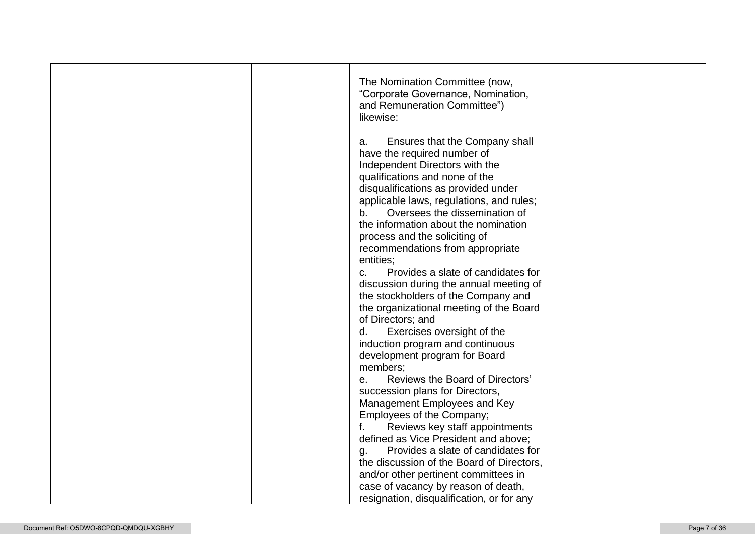|  |  | The Nomination Committee (now, "Corporate Governance, Nomination, and Remuneration Committee") likewise:<br><br>a. Ensures that the Company shall have the required number of Independent Directors with the qualifications and none of the disqualifications as provided under applicable laws, regulations, and rules;<br>b. Oversees the dissemination of the information about the nomination process and the soliciting of recommendations from appropriate entities;<br>c. Provides a slate of candidates for discussion during the annual meeting of the stockholders of the Company and the organizational meeting of the Board of Directors; and<br>d. Exercises oversight of the induction program and continuous development program for Board members;<br>e. Reviews the Board of Directors' succession plans for Directors, Management Employees and Key Employees of the Company;<br>f. Reviews key staff appointments defined as Vice President and above;<br>g. Provides a slate of candidates for the discussion of the Board of Directors, and/or other pertinent committees in case of vacancy by reason of death, resignation, disqualification, or for any |  |
|---|---|---|---|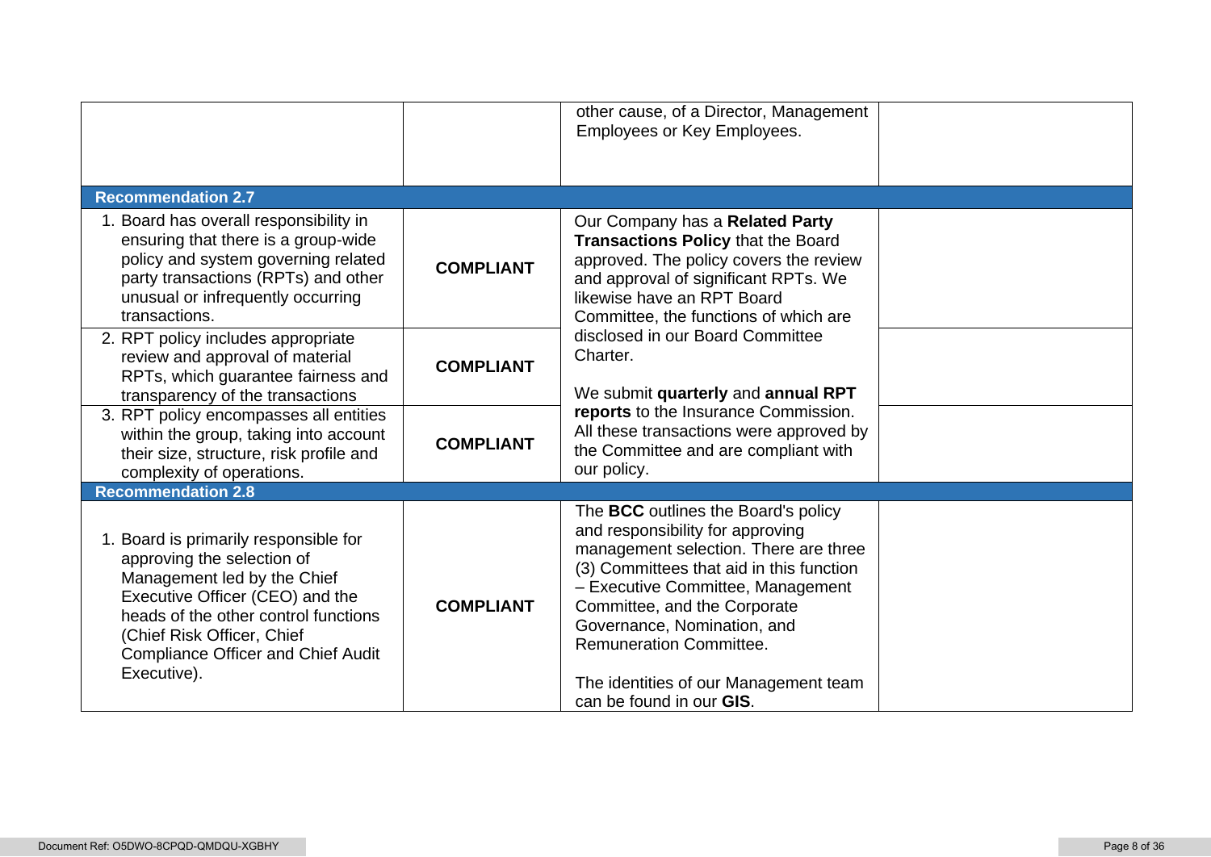| | | | |
|---|---|---|---|
| | | other cause, of a Director, Management Employees or Key Employees. | |
| **Recommendation 2.7** | | | |
| 1. Board has overall responsibility in ensuring that there is a group-wide policy and system governing related party transactions (RPTs) and other unusual or infrequently occurring transactions. | **COMPLIANT** | Our Company has a **Related Party Transactions Policy** that the Board approved. The policy covers the review and approval of significant RPTs. We likewise have an RPT Board Committee, the functions of which are disclosed in our Board Committee Charter.<br><br>We submit **quarterly** and **annual RPT reports** to the Insurance Commission. All these transactions were approved by the Committee and are compliant with our policy. | |
| 2. RPT policy includes appropriate review and approval of material RPTs, which guarantee fairness and transparency of the transactions | **COMPLIANT** | | |
| 3. RPT policy encompasses all entities within the group, taking into account their size, structure, risk profile and complexity of operations. | **COMPLIANT** | | |
| **Recommendation 2.8** | | | |
| 1. Board is primarily responsible for approving the selection of Management led by the Chief Executive Officer (CEO) and the heads of the other control functions (Chief Risk Officer, Chief Compliance Officer and Chief Audit Executive). | **COMPLIANT** | The **BCC** outlines the Board's policy and responsibility for approving management selection. There are three (3) Committees that aid in this function – Executive Committee, Management Committee, and the Corporate Governance, Nomination, and Remuneration Committee.<br><br>The identities of our Management team can be found in our **GIS**. | |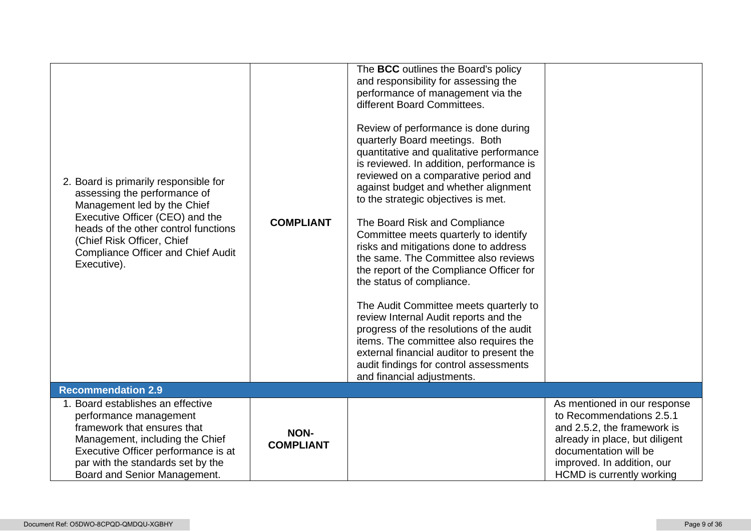| | | | |
|---|---|---|---|
| 2. Board is primarily responsible for assessing the performance of Management led by the Chief Executive Officer (CEO) and the heads of the other control functions (Chief Risk Officer, Chief Compliance Officer and Chief Audit Executive). | **COMPLIANT** | The **BCC** outlines the Board's policy and responsibility for assessing the performance of management via the different Board Committees.<br><br>Review of performance is done during quarterly Board meetings. Both quantitative and qualitative performance is reviewed. In addition, performance is reviewed on a comparative period and against budget and whether alignment to the strategic objectives is met.<br><br>The Board Risk and Compliance Committee meets quarterly to identify risks and mitigations done to address the same. The Committee also reviews the report of the Compliance Officer for the status of compliance.<br><br>The Audit Committee meets quarterly to review Internal Audit reports and the progress of the resolutions of the audit items. The committee also requires the external financial auditor to present the audit findings for control assessments and financial adjustments. | |
| **Recommendation 2.9** | | | |
| 1. Board establishes an effective performance management framework that ensures that Management, including the Chief Executive Officer performance is at par with the standards set by the Board and Senior Management. | **NON-COMPLIANT** | | As mentioned in our response to Recommendations 2.5.1 and 2.5.2, the framework is already in place, but diligent documentation will be improved. In addition, our HCMD is currently working |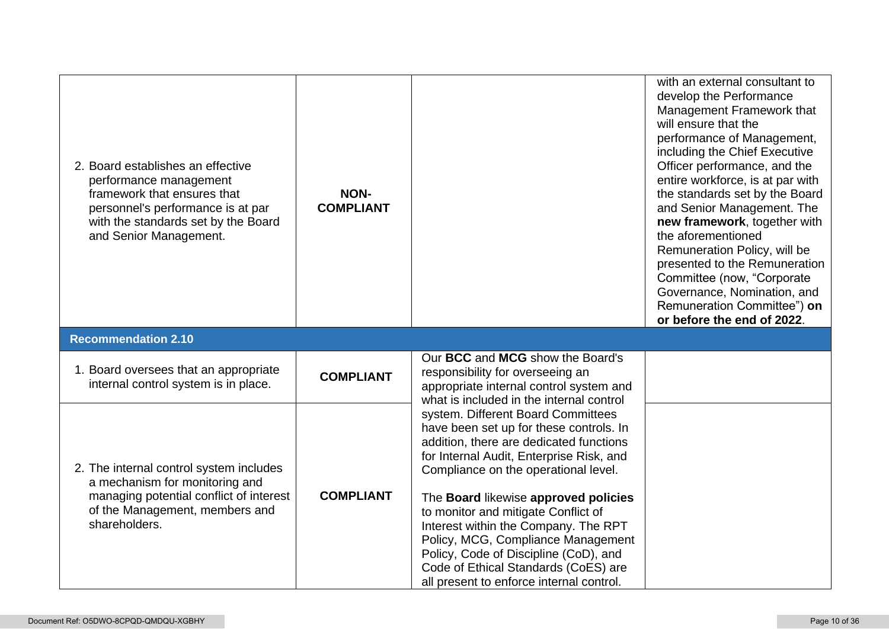| | | | |
|---|---|---|---|
| 2. Board establishes an effective performance management framework that ensures that personnel's performance is at par with the standards set by the Board and Senior Management. | **NON-COMPLIANT** | | with an external consultant to develop the Performance Management Framework that will ensure that the performance of Management, including the Chief Executive Officer performance, and the entire workforce, is at par with the standards set by the Board and Senior Management. The **new framework**, together with the aforementioned Remuneration Policy, will be presented to the Remuneration Committee (now, "Corporate Governance, Nomination, and Remuneration Committee") **on or before the end of 2022**. |
| **Recommendation 2.10** | | | |
| 1. Board oversees that an appropriate internal control system is in place. | **COMPLIANT** | Our **BCC** and **MCG** show the Board's responsibility for overseeing an appropriate internal control system and what is included in the internal control system. Different Board Committees have been set up for these controls. In addition, there are dedicated functions for Internal Audit, Enterprise Risk, and Compliance on the operational level.<br><br>The **Board** likewise **approved policies** to monitor and mitigate Conflict of Interest within the Company. The RPT Policy, MCG, Compliance Management Policy, Code of Discipline (CoD), and Code of Ethical Standards (CoES) are all present to enforce internal control. | |
| 2. The internal control system includes a mechanism for monitoring and managing potential conflict of interest of the Management, members and shareholders. | **COMPLIANT** | | |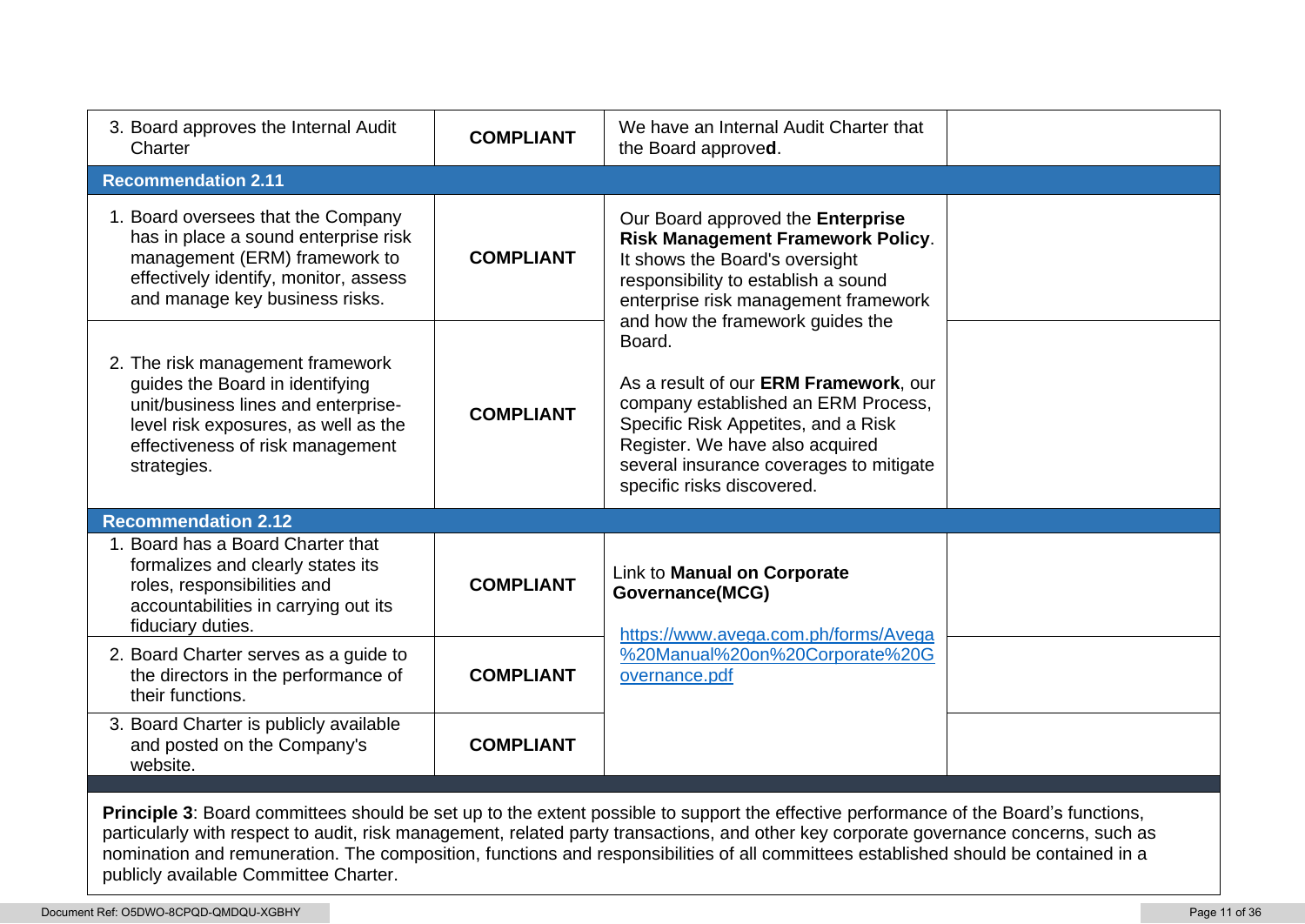| | | | |
|---|---|---|---|
| 3. Board approves the Internal Audit Charter | **COMPLIANT** | We have an Internal Audit Charter that the Board approve**d**. | |
| **Recommendation 2.11** | | | |
| 1. Board oversees that the Company has in place a sound enterprise risk management (ERM) framework to effectively identify, monitor, assess and manage key business risks. | **COMPLIANT** | Our Board approved the **Enterprise Risk Management Framework Policy**. It shows the Board's oversight responsibility to establish a sound enterprise risk management framework and how the framework guides the Board.<br><br>As a result of our **ERM Framework**, our company established an ERM Process, Specific Risk Appetites, and a Risk Register. We have also acquired several insurance coverages to mitigate specific risks discovered. | |
| 2. The risk management framework guides the Board in identifying unit/business lines and enterprise-level risk exposures, as well as the effectiveness of risk management strategies. | **COMPLIANT** | | |
| **Recommendation 2.12** | | | |
| 1. Board has a Board Charter that formalizes and clearly states its roles, responsibilities and accountabilities in carrying out its fiduciary duties. | **COMPLIANT** | Link to **Manual on Corporate Governance(MCG)**<br><br>https://www.avega.com.ph/forms/Avega%20Manual%20on%20Corporate%20Governance.pdf | |
| 2. Board Charter serves as a guide to the directors in the performance of their functions. | **COMPLIANT** | | |
| 3. Board Charter is publicly available and posted on the Company's website. | **COMPLIANT** | | |

**Principle 3**: Board committees should be set up to the extent possible to support the effective performance of the Board's functions, particularly with respect to audit, risk management, related party transactions, and other key corporate governance concerns, such as nomination and remuneration. The composition, functions and responsibilities of all committees established should be contained in a publicly available Committee Charter.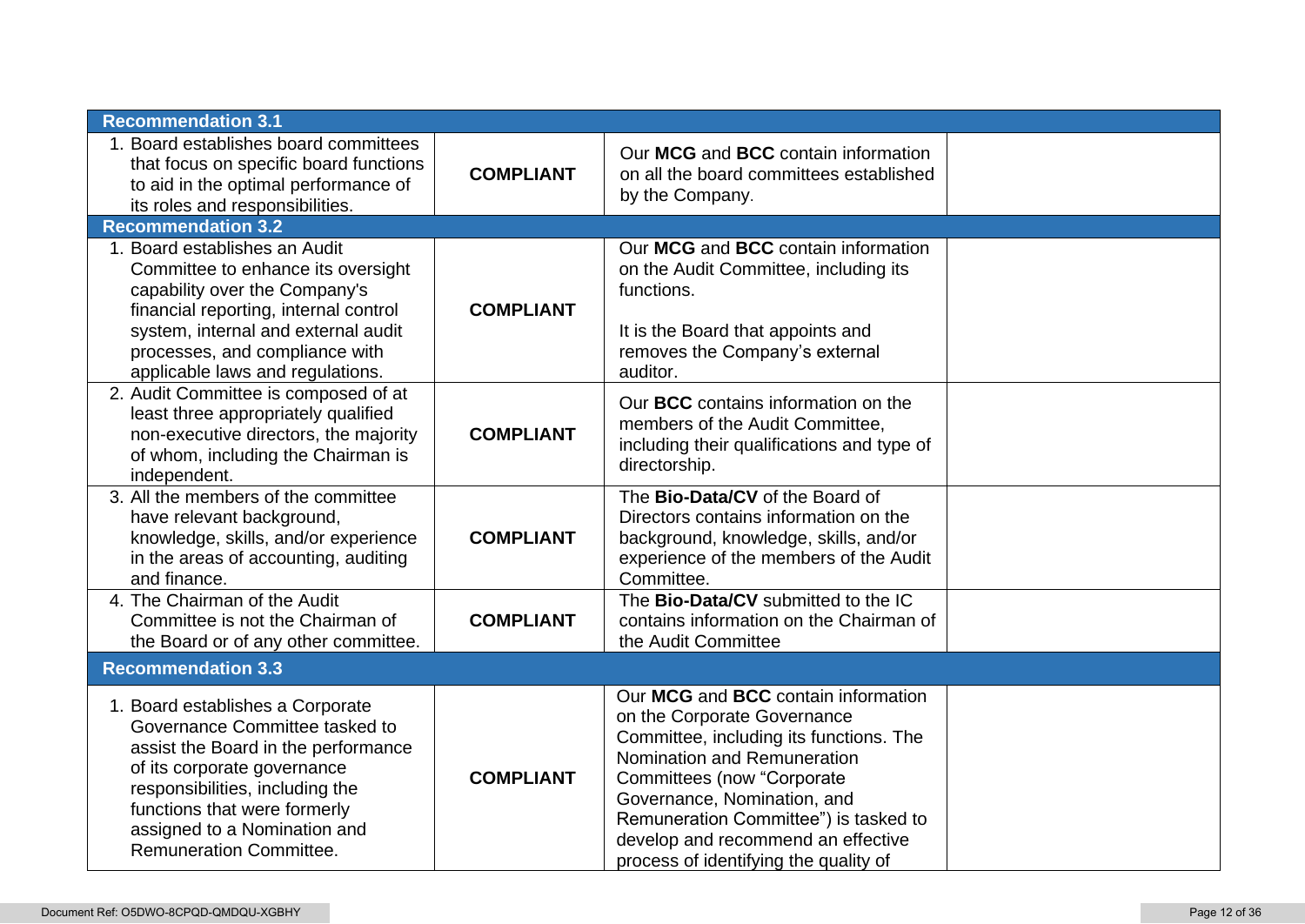| | | | |
|---|---|---|---|
| **Recommendation 3.1** | | | |
| 1. Board establishes board committees that focus on specific board functions to aid in the optimal performance of its roles and responsibilities. | **COMPLIANT** | Our **MCG** and **BCC** contain information on all the board committees established by the Company. | |
| **Recommendation 3.2** | | | |
| 1. Board establishes an Audit Committee to enhance its oversight capability over the Company's financial reporting, internal control system, internal and external audit processes, and compliance with applicable laws and regulations. | **COMPLIANT** | Our **MCG** and **BCC** contain information on the Audit Committee, including its functions.<br><br>It is the Board that appoints and removes the Company's external auditor. | |
| 2. Audit Committee is composed of at least three appropriately qualified non-executive directors, the majority of whom, including the Chairman is independent. | **COMPLIANT** | Our **BCC** contains information on the members of the Audit Committee, including their qualifications and type of directorship. | |
| 3. All the members of the committee have relevant background, knowledge, skills, and/or experience in the areas of accounting, auditing and finance. | **COMPLIANT** | The **Bio-Data/CV** of the Board of Directors contains information on the background, knowledge, skills, and/or experience of the members of the Audit Committee. | |
| 4. The Chairman of the Audit Committee is not the Chairman of the Board or of any other committee. | **COMPLIANT** | The **Bio-Data/CV** submitted to the IC contains information on the Chairman of the Audit Committee | |
| **Recommendation 3.3** | | | |
| 1. Board establishes a Corporate Governance Committee tasked to assist the Board in the performance of its corporate governance responsibilities, including the functions that were formerly assigned to a Nomination and Remuneration Committee. | **COMPLIANT** | Our **MCG** and **BCC** contain information on the Corporate Governance Committee, including its functions. The Nomination and Remuneration Committees (now "Corporate Governance, Nomination, and Remuneration Committee") is tasked to develop and recommend an effective process of identifying the quality of | |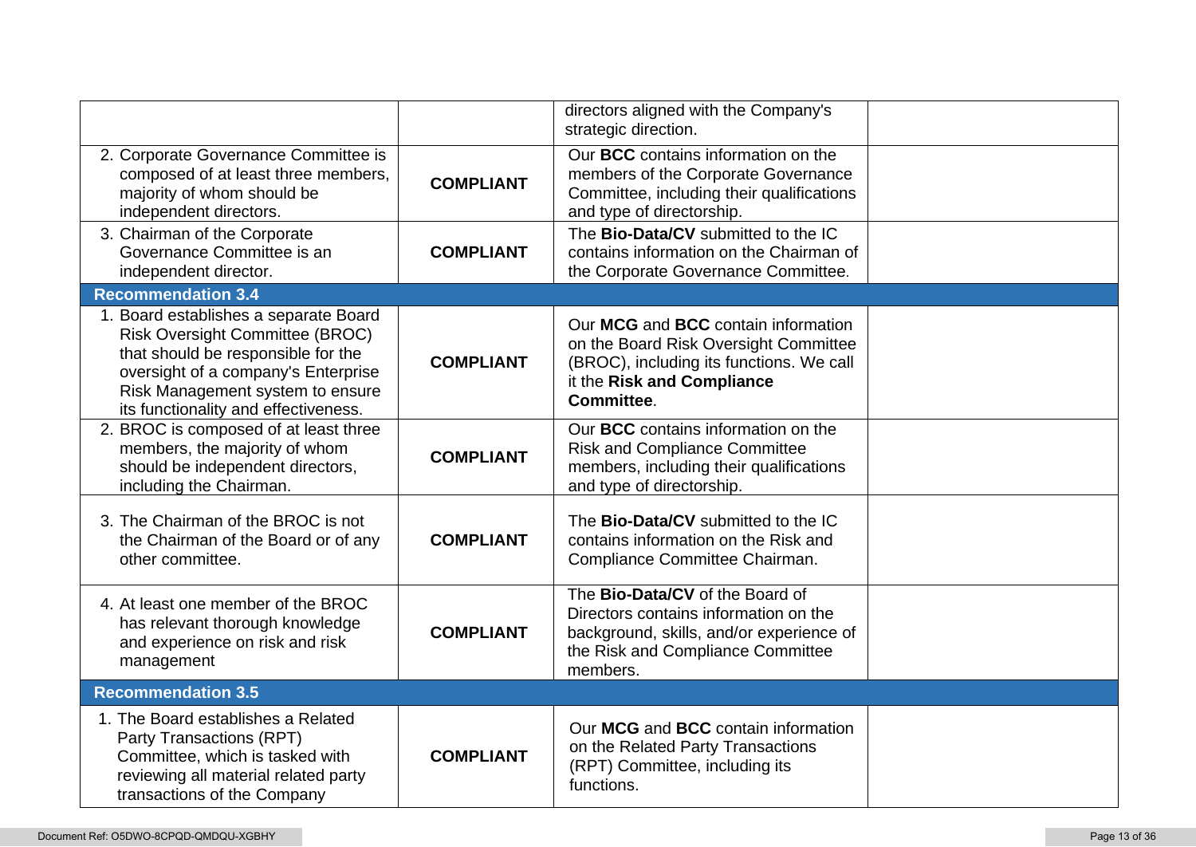| | | | |
|---|---|---|---|
| | | directors aligned with the Company's strategic direction. | |
| 2. Corporate Governance Committee is composed of at least three members, majority of whom should be independent directors. | **COMPLIANT** | Our **BCC** contains information on the members of the Corporate Governance Committee, including their qualifications and type of directorship. | |
| 3. Chairman of the Corporate Governance Committee is an independent director. | **COMPLIANT** | The **Bio-Data/CV** submitted to the IC contains information on the Chairman of the Corporate Governance Committee. | |
| **Recommendation 3.4** | | | |
| 1. Board establishes a separate Board Risk Oversight Committee (BROC) that should be responsible for the oversight of a company's Enterprise Risk Management system to ensure its functionality and effectiveness. | **COMPLIANT** | Our **MCG** and **BCC** contain information on the Board Risk Oversight Committee (BROC), including its functions. We call it the **Risk and Compliance Committee**. | |
| 2. BROC is composed of at least three members, the majority of whom should be independent directors, including the Chairman. | **COMPLIANT** | Our **BCC** contains information on the Risk and Compliance Committee members, including their qualifications and type of directorship. | |
| 3. The Chairman of the BROC is not the Chairman of the Board or of any other committee. | **COMPLIANT** | The **Bio-Data/CV** submitted to the IC contains information on the Risk and Compliance Committee Chairman. | |
| 4. At least one member of the BROC has relevant thorough knowledge and experience on risk and risk management | **COMPLIANT** | The **Bio-Data/CV** of the Board of Directors contains information on the background, skills, and/or experience of the Risk and Compliance Committee members. | |
| **Recommendation 3.5** | | | |
| 1. The Board establishes a Related Party Transactions (RPT) Committee, which is tasked with reviewing all material related party transactions of the Company | **COMPLIANT** | Our **MCG** and **BCC** contain information on the Related Party Transactions (RPT) Committee, including its functions. | |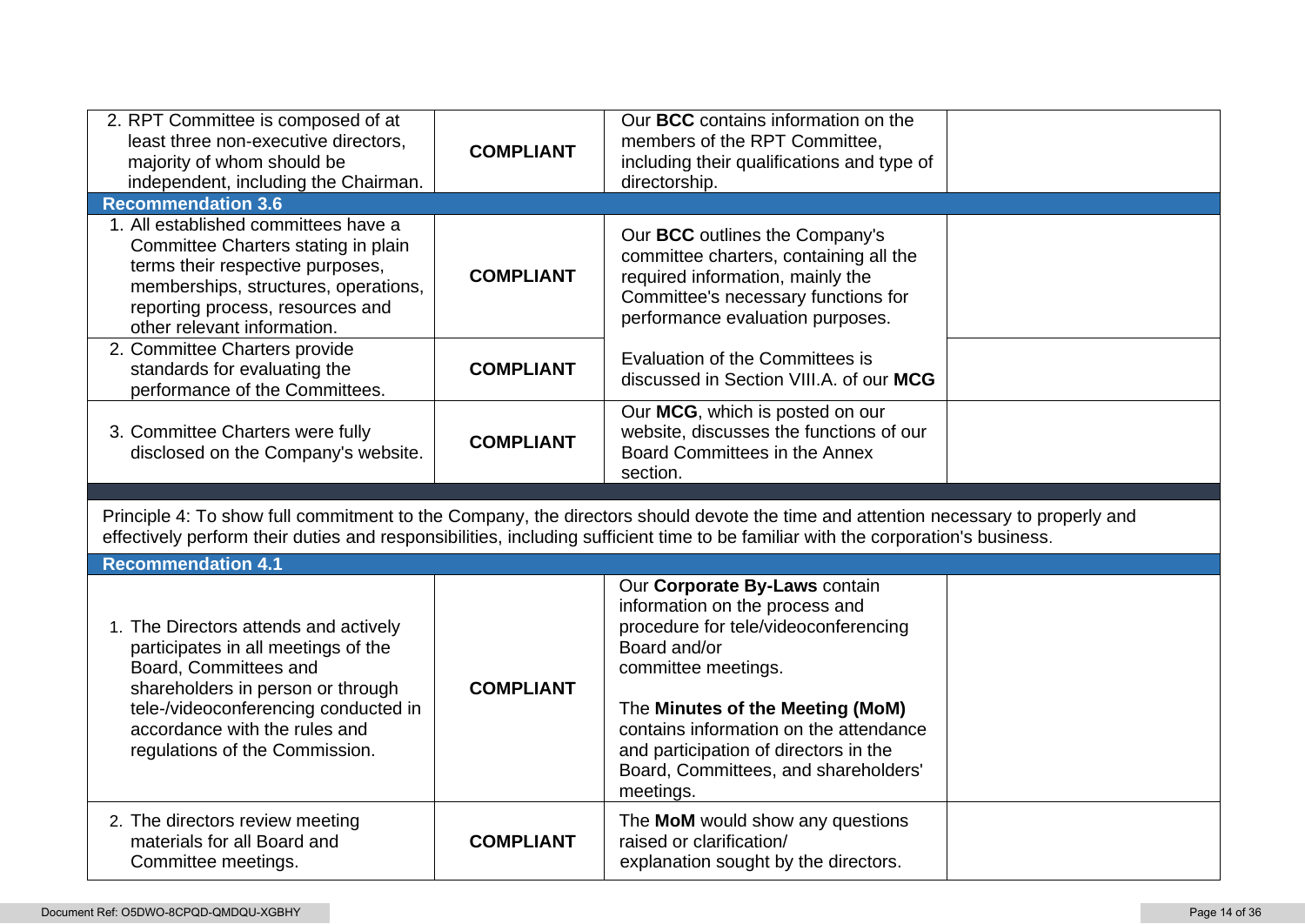| | | | |
|---|---|---|---|
| 2. RPT Committee is composed of at least three non-executive directors, majority of whom should be independent, including the Chairman. | **COMPLIANT** | Our **BCC** contains information on the members of the RPT Committee, including their qualifications and type of directorship. | |
| **Recommendation 3.6** | | | |
| 1. All established committees have a Committee Charters stating in plain terms their respective purposes, memberships, structures, operations, reporting process, resources and other relevant information. | **COMPLIANT** | Our **BCC** outlines the Company's committee charters, containing all the required information, mainly the Committee's necessary functions for performance evaluation purposes. | |
| 2. Committee Charters provide standards for evaluating the performance of the Committees. | **COMPLIANT** | Evaluation of the Committees is discussed in Section VIII.A. of our **MCG** | |
| 3. Committee Charters were fully disclosed on the Company's website. | **COMPLIANT** | Our **MCG**, which is posted on our website, discusses the functions of our Board Committees in the Annex section. | |
| | | | |
| Principle 4: To show full commitment to the Company, the directors should devote the time and attention necessary to properly and effectively perform their duties and responsibilities, including sufficient time to be familiar with the corporation's business. | | | |
| **Recommendation 4.1** | | | |
| 1. The Directors attends and actively participates in all meetings of the Board, Committees and shareholders in person or through tele-/videoconferencing conducted in accordance with the rules and regulations of the Commission. | **COMPLIANT** | Our **Corporate By-Laws** contain information on the process and procedure for tele/videoconferencing Board and/or committee meetings.<br><br>The **Minutes of the Meeting (MoM)** contains information on the attendance and participation of directors in the Board, Committees, and shareholders' meetings. | |
| 2. The directors review meeting materials for all Board and Committee meetings. | **COMPLIANT** | The **MoM** would show any questions raised or clarification/ explanation sought by the directors. | |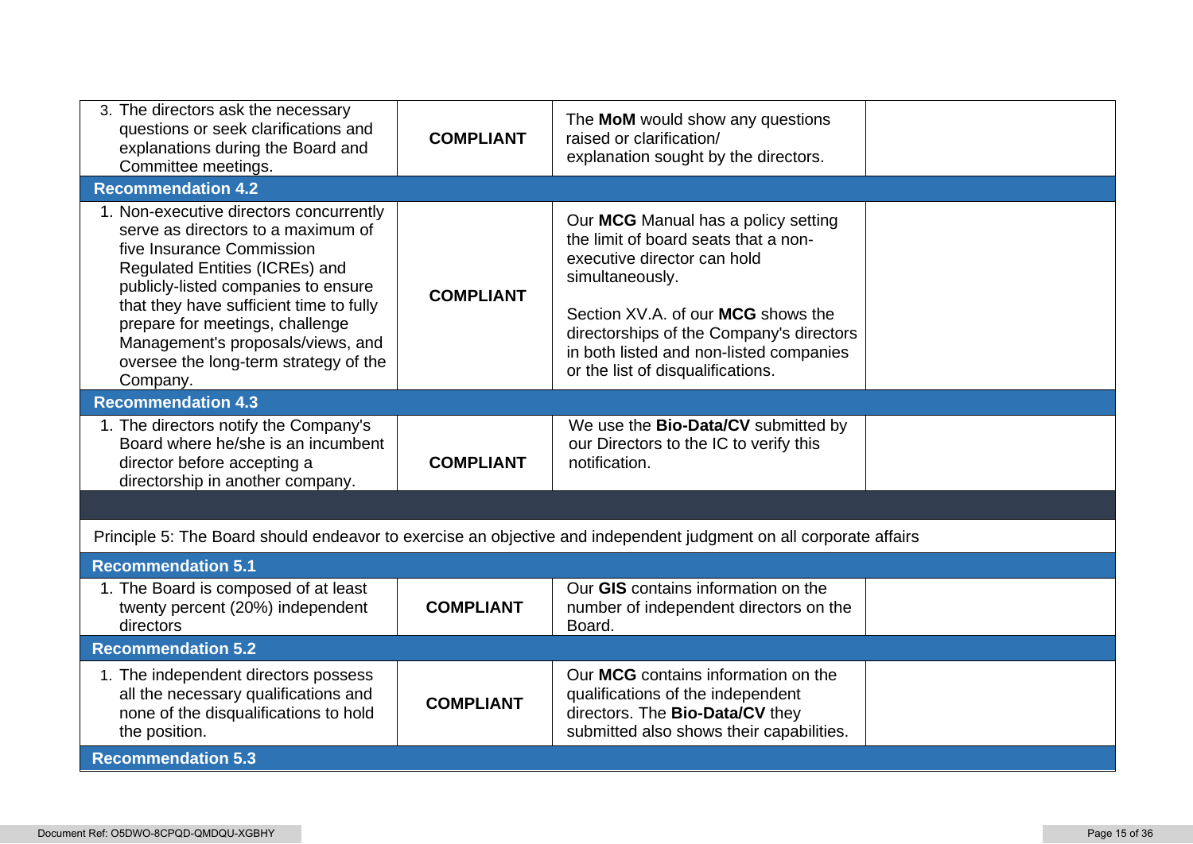| | | | |
|---|---|---|---|
| 3. The directors ask the necessary questions or seek clarifications and explanations during the Board and Committee meetings. | **COMPLIANT** | The **MoM** would show any questions raised or clarification/ explanation sought by the directors. | |
| **Recommendation 4.2** | | | |
| 1. Non-executive directors concurrently serve as directors to a maximum of five Insurance Commission Regulated Entities (ICREs) and publicly-listed companies to ensure that they have sufficient time to fully prepare for meetings, challenge Management's proposals/views, and oversee the long-term strategy of the Company. | **COMPLIANT** | Our **MCG** Manual has a policy setting the limit of board seats that a non-executive director can hold simultaneously.<br><br>Section XV.A. of our **MCG** shows the directorships of the Company's directors in both listed and non-listed companies or the list of disqualifications. | |
| **Recommendation 4.3** | | | |
| 1. The directors notify the Company's Board where he/she is an incumbent director before accepting a directorship in another company. | **COMPLIANT** | We use the **Bio-Data/CV** submitted by our Directors to the IC to verify this notification. | |
| | | | |
| Principle 5: The Board should endeavor to exercise an objective and independent judgment on all corporate affairs | | | |
| **Recommendation 5.1** | | | |
| 1. The Board is composed of at least twenty percent (20%) independent directors | **COMPLIANT** | Our **GIS** contains information on the number of independent directors on the Board. | |
| **Recommendation 5.2** | | | |
| 1. The independent directors possess all the necessary qualifications and none of the disqualifications to hold the position. | **COMPLIANT** | Our **MCG** contains information on the qualifications of the independent directors. The **Bio-Data/CV** they submitted also shows their capabilities. | |
| **Recommendation 5.3** | | | |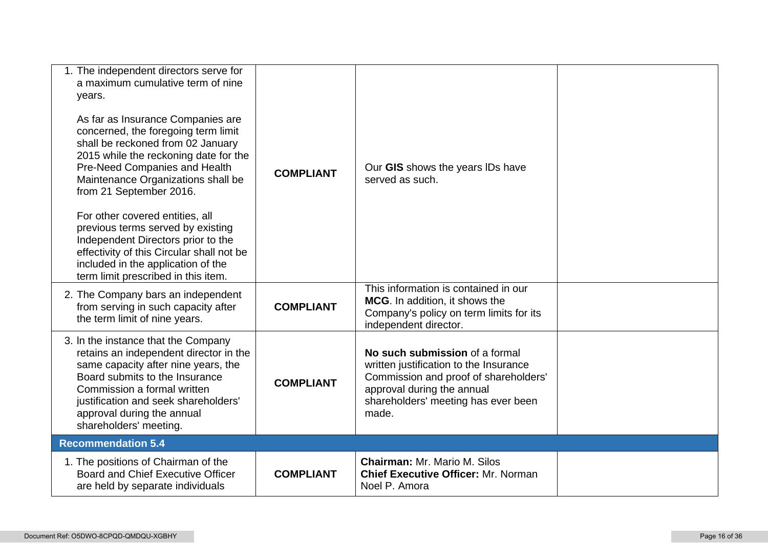| | | | |
|---|---|---|---|
| 1. The independent directors serve for a maximum cumulative term of nine years.<br><br>As far as Insurance Companies are concerned, the foregoing term limit shall be reckoned from 02 January 2015 while the reckoning date for the Pre-Need Companies and Health Maintenance Organizations shall be from 21 September 2016.<br><br>For other covered entities, all previous terms served by existing Independent Directors prior to the effectivity of this Circular shall not be included in the application of the term limit prescribed in this item. | **COMPLIANT** | Our **GIS** shows the years IDs have served as such. | |
| 2. The Company bars an independent from serving in such capacity after the term limit of nine years. | **COMPLIANT** | This information is contained in our **MCG**. In addition, it shows the Company's policy on term limits for its independent director. | |
| 3. In the instance that the Company retains an independent director in the same capacity after nine years, the Board submits to the Insurance Commission a formal written justification and seek shareholders' approval during the annual shareholders' meeting. | **COMPLIANT** | **No such submission** of a formal written justification to the Insurance Commission and proof of shareholders' approval during the annual shareholders' meeting has ever been made. | |
| **Recommendation 5.4** | | | |
| 1. The positions of Chairman of the Board and Chief Executive Officer are held by separate individuals | **COMPLIANT** | **Chairman:** Mr. Mario M. Silos<br>**Chief Executive Officer:** Mr. Norman Noel P. Amora | |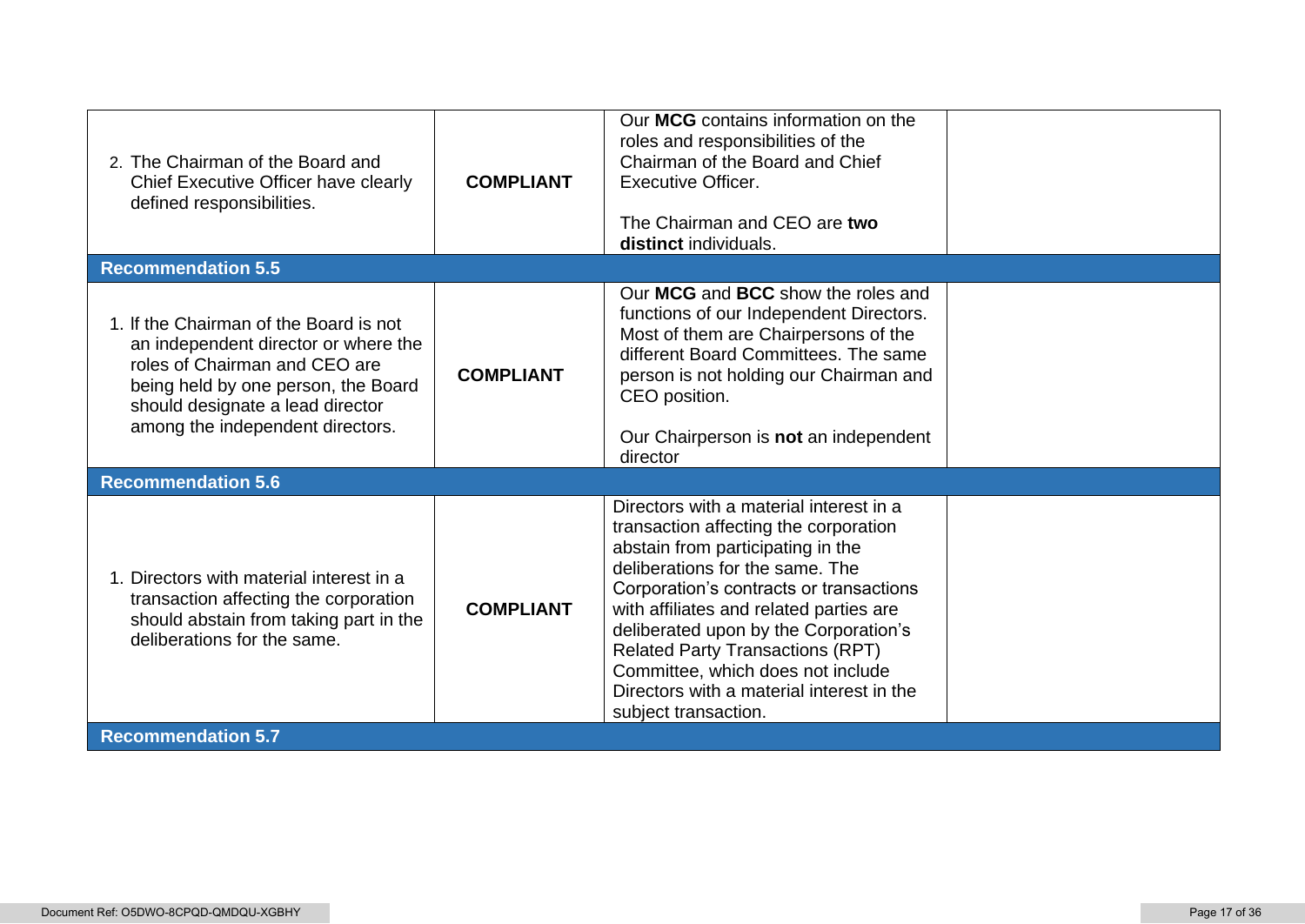| | | | |
|---|---|---|---|
| 2. The Chairman of the Board and Chief Executive Officer have clearly defined responsibilities. | **COMPLIANT** | Our **MCG** contains information on the roles and responsibilities of the Chairman of the Board and Chief Executive Officer.<br><br>The Chairman and CEO are **two distinct** individuals. | |
| **Recommendation 5.5** | | | |
| 1. If the Chairman of the Board is not an independent director or where the roles of Chairman and CEO are being held by one person, the Board should designate a lead director among the independent directors. | **COMPLIANT** | Our **MCG** and **BCC** show the roles and functions of our Independent Directors. Most of them are Chairpersons of the different Board Committees. The same person is not holding our Chairman and CEO position.<br><br>Our Chairperson is **not** an independent director | |
| **Recommendation 5.6** | | | |
| 1. Directors with material interest in a transaction affecting the corporation should abstain from taking part in the deliberations for the same. | **COMPLIANT** | Directors with a material interest in a transaction affecting the corporation abstain from participating in the deliberations for the same. The Corporation's contracts or transactions with affiliates and related parties are deliberated upon by the Corporation's Related Party Transactions (RPT) Committee, which does not include Directors with a material interest in the subject transaction. | |
| **Recommendation 5.7** | | | |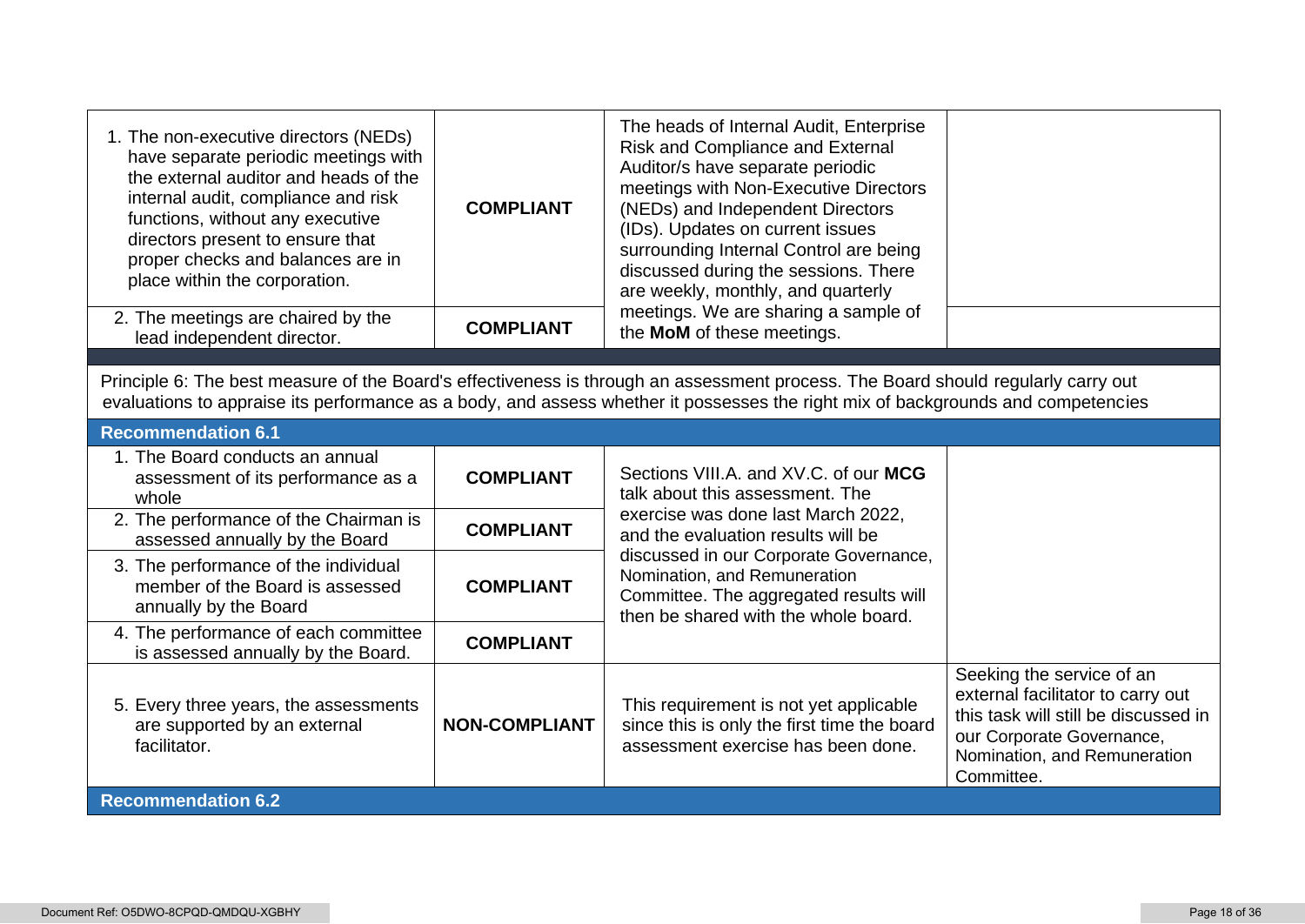| | | | |
|---|---|---|---|
| 1. The non-executive directors (NEDs) have separate periodic meetings with the external auditor and heads of the internal audit, compliance and risk functions, without any executive directors present to ensure that proper checks and balances are in place within the corporation. | **COMPLIANT** | The heads of Internal Audit, Enterprise Risk and Compliance and External Auditor/s have separate periodic meetings with Non-Executive Directors (NEDs) and Independent Directors (IDs). Updates on current issues surrounding Internal Control are being discussed during the sessions. There are weekly, monthly, and quarterly meetings. We are sharing a sample of the **MoM** of these meetings. | |
| 2. The meetings are chaired by the lead independent director. | **COMPLIANT** | | |

Principle 6: The best measure of the Board's effectiveness is through an assessment process. The Board should regularly carry out evaluations to appraise its performance as a body, and assess whether it possesses the right mix of backgrounds and competencies

**Recommendation 6.1**

| | | | |
|---|---|---|---|
| 1. The Board conducts an annual assessment of its performance as a whole | **COMPLIANT** | Sections VIII.A. and XV.C. of our **MCG** talk about this assessment. The exercise was done last March 2022, and the evaluation results will be discussed in our Corporate Governance, Nomination, and Remuneration Committee. The aggregated results will then be shared with the whole board. | |
| 2. The performance of the Chairman is assessed annually by the Board | **COMPLIANT** | | |
| 3. The performance of the individual member of the Board is assessed annually by the Board | **COMPLIANT** | | |
| 4. The performance of each committee is assessed annually by the Board. | **COMPLIANT** | | |
| 5. Every three years, the assessments are supported by an external facilitator. | **NON-COMPLIANT** | This requirement is not yet applicable since this is only the first time the board assessment exercise has been done. | Seeking the service of an external facilitator to carry out this task will still be discussed in our Corporate Governance, Nomination, and Remuneration Committee. |

**Recommendation 6.2**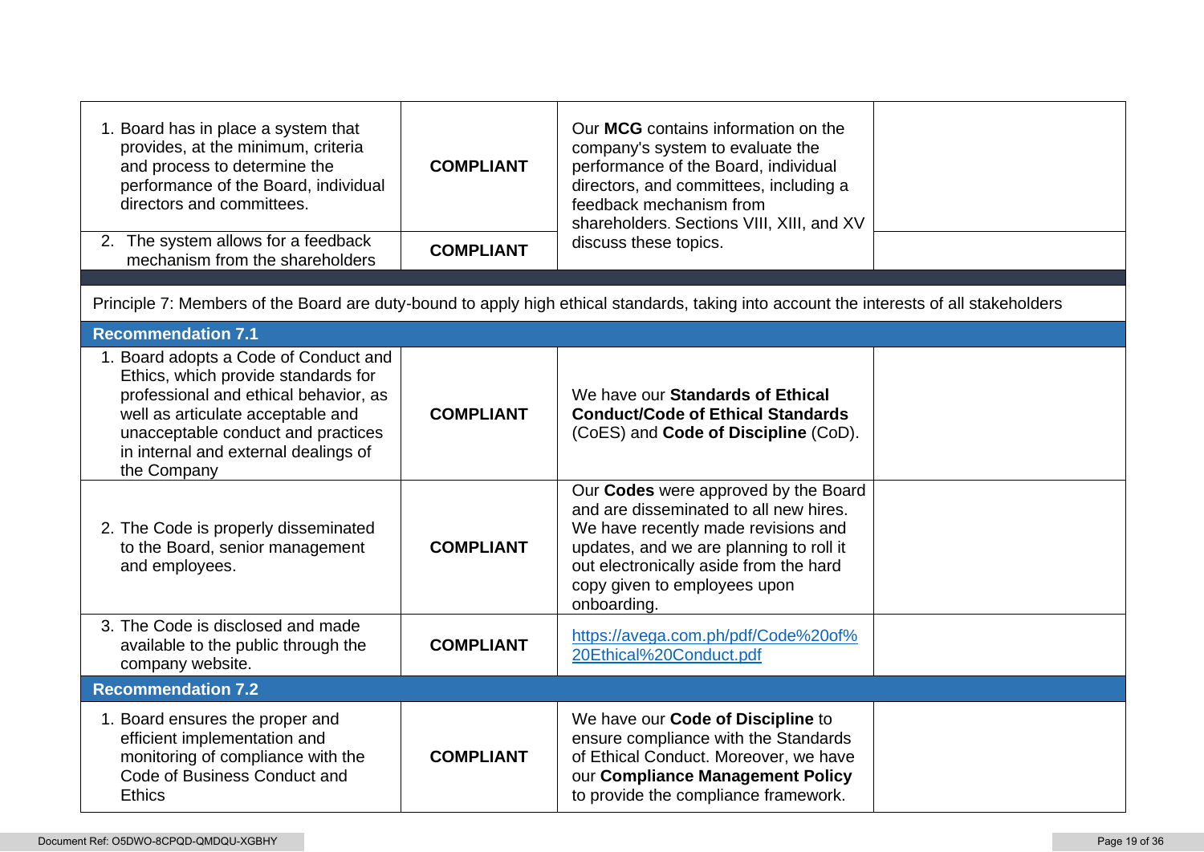| | | | |
|---|---|---|---|
| 1. Board has in place a system that provides, at the minimum, criteria and process to determine the performance of the Board, individual directors and committees. | **COMPLIANT** | Our **MCG** contains information on the company's system to evaluate the performance of the Board, individual directors, and committees, including a feedback mechanism from shareholders. Sections VIII, XIII, and XV discuss these topics. | |
| 2. The system allows for a feedback mechanism from the shareholders | **COMPLIANT** | | |
| Principle 7: Members of the Board are duty-bound to apply high ethical standards, taking into account the interests of all stakeholders | | | |
| **Recommendation 7.1** | | | |
| 1. Board adopts a Code of Conduct and Ethics, which provide standards for professional and ethical behavior, as well as articulate acceptable and unacceptable conduct and practices in internal and external dealings of the Company | **COMPLIANT** | We have our **Standards of Ethical Conduct/Code of Ethical Standards** (CoES) and **Code of Discipline** (CoD). | |
| 2. The Code is properly disseminated to the Board, senior management and employees. | **COMPLIANT** | Our **Codes** were approved by the Board and are disseminated to all new hires. We have recently made revisions and updates, and we are planning to roll it out electronically aside from the hard copy given to employees upon onboarding. | |
| 3. The Code is disclosed and made available to the public through the company website. | **COMPLIANT** | https://avega.com.ph/pdf/Code%20of%20Ethical%20Conduct.pdf | |
| **Recommendation 7.2** | | | |
| 1. Board ensures the proper and efficient implementation and monitoring of compliance with the Code of Business Conduct and Ethics | **COMPLIANT** | We have our **Code of Discipline** to ensure compliance with the Standards of Ethical Conduct. Moreover, we have our **Compliance Management Policy** to provide the compliance framework. | |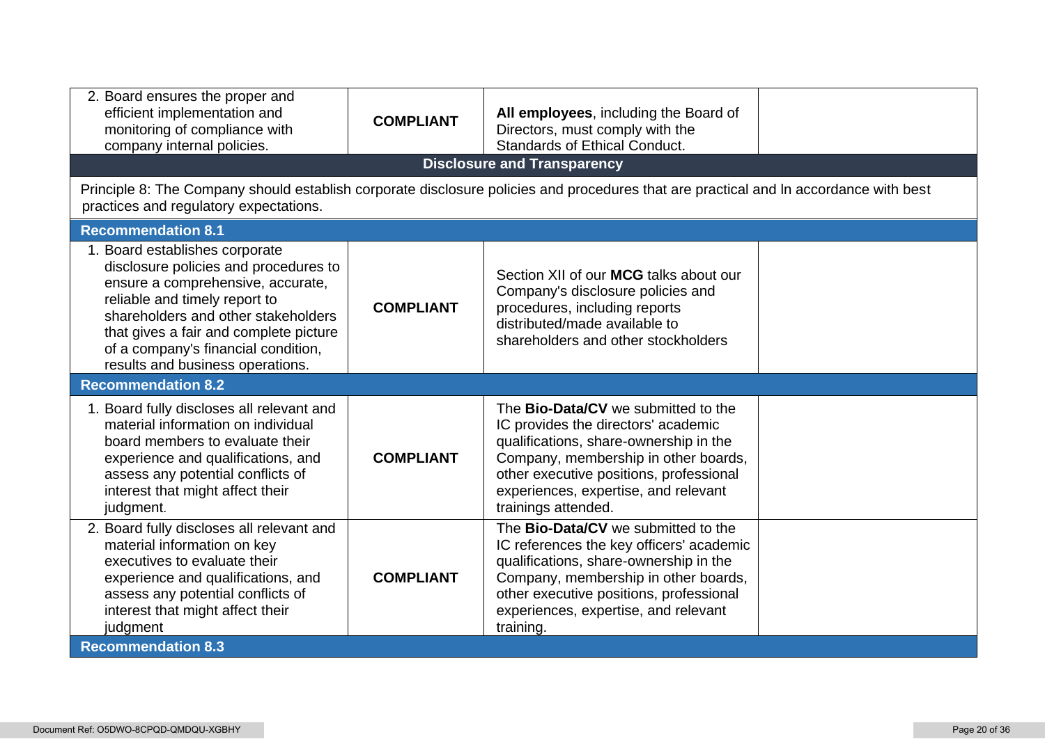| | | | |
|---|---|---|---|
| 2. Board ensures the proper and efficient implementation and monitoring of compliance with company internal policies. | **COMPLIANT** | **All employees**, including the Board of Directors, must comply with the Standards of Ethical Conduct. | |
| **Disclosure and Transparency** | | | |
| Principle 8: The Company should establish corporate disclosure policies and procedures that are practical and In accordance with best practices and regulatory expectations. | | | |
| **Recommendation 8.1** | | | |
| 1. Board establishes corporate disclosure policies and procedures to ensure a comprehensive, accurate, reliable and timely report to shareholders and other stakeholders that gives a fair and complete picture of a company's financial condition, results and business operations. | **COMPLIANT** | Section XII of our **MCG** talks about our Company's disclosure policies and procedures, including reports distributed/made available to shareholders and other stockholders | |
| **Recommendation 8.2** | | | |
| 1. Board fully discloses all relevant and material information on individual board members to evaluate their experience and qualifications, and assess any potential conflicts of interest that might affect their judgment. | **COMPLIANT** | The **Bio-Data/CV** we submitted to the IC provides the directors' academic qualifications, share-ownership in the Company, membership in other boards, other executive positions, professional experiences, expertise, and relevant trainings attended. | |
| 2. Board fully discloses all relevant and material information on key executives to evaluate their experience and qualifications, and assess any potential conflicts of interest that might affect their judgment | **COMPLIANT** | The **Bio-Data/CV** we submitted to the IC references the key officers' academic qualifications, share-ownership in the Company, membership in other boards, other executive positions, professional experiences, expertise, and relevant training. | |
| **Recommendation 8.3** | | | |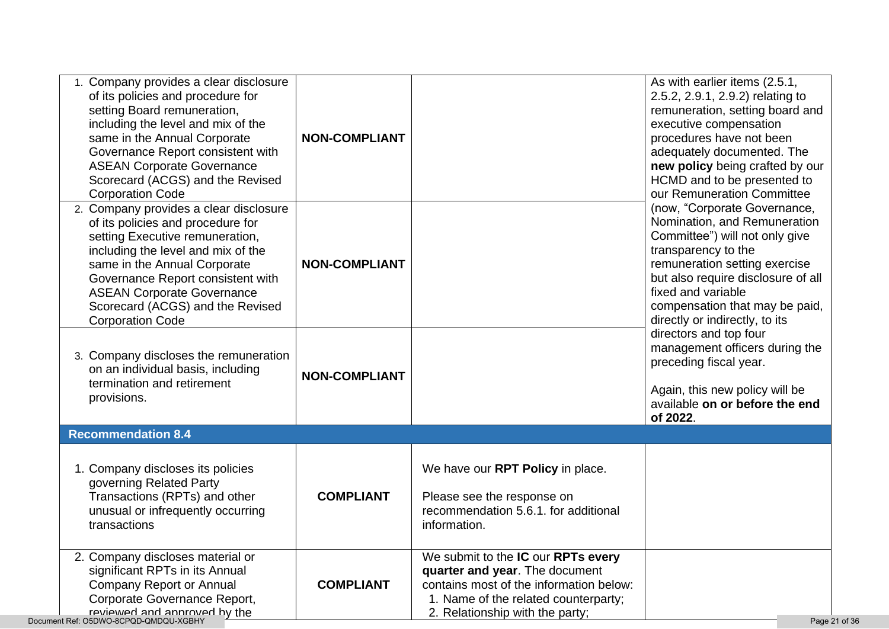| | | | |
|---|---|---|---|
| 1. Company provides a clear disclosure of its policies and procedure for setting Board remuneration, including the level and mix of the same in the Annual Corporate Governance Report consistent with ASEAN Corporate Governance Scorecard (ACGS) and the Revised Corporation Code | **NON-COMPLIANT** | | As with earlier items (2.5.1, 2.5.2, 2.9.1, 2.9.2) relating to remuneration, setting board and executive compensation procedures have not been adequately documented. The **new policy** being crafted by our HCMD and to be presented to our Remuneration Committee (now, "Corporate Governance, Nomination, and Remuneration Committee") will not only give transparency to the remuneration setting exercise but also require disclosure of all fixed and variable compensation that may be paid, directly or indirectly, to its directors and top four management officers during the preceding fiscal year.<br><br>Again, this new policy will be available **on or before the end of 2022**. |
| 2. Company provides a clear disclosure of its policies and procedure for setting Executive remuneration, including the level and mix of the same in the Annual Corporate Governance Report consistent with ASEAN Corporate Governance Scorecard (ACGS) and the Revised Corporation Code | **NON-COMPLIANT** | | |
| 3. Company discloses the remuneration on an individual basis, including termination and retirement provisions. | **NON-COMPLIANT** | | |
| **Recommendation 8.4** | | | |
| 1. Company discloses its policies governing Related Party Transactions (RPTs) and other unusual or infrequently occurring transactions | **COMPLIANT** | We have our **RPT Policy** in place.<br><br>Please see the response on recommendation 5.6.1. for additional information. | |
| 2. Company discloses material or significant RPTs in its Annual Company Report or Annual Corporate Governance Report, reviewed and approved by the | **COMPLIANT** | We submit to the **IC** our **RPTs every quarter and year**. The document contains most of the information below:<br>1. Name of the related counterparty;<br>2. Relationship with the party; | |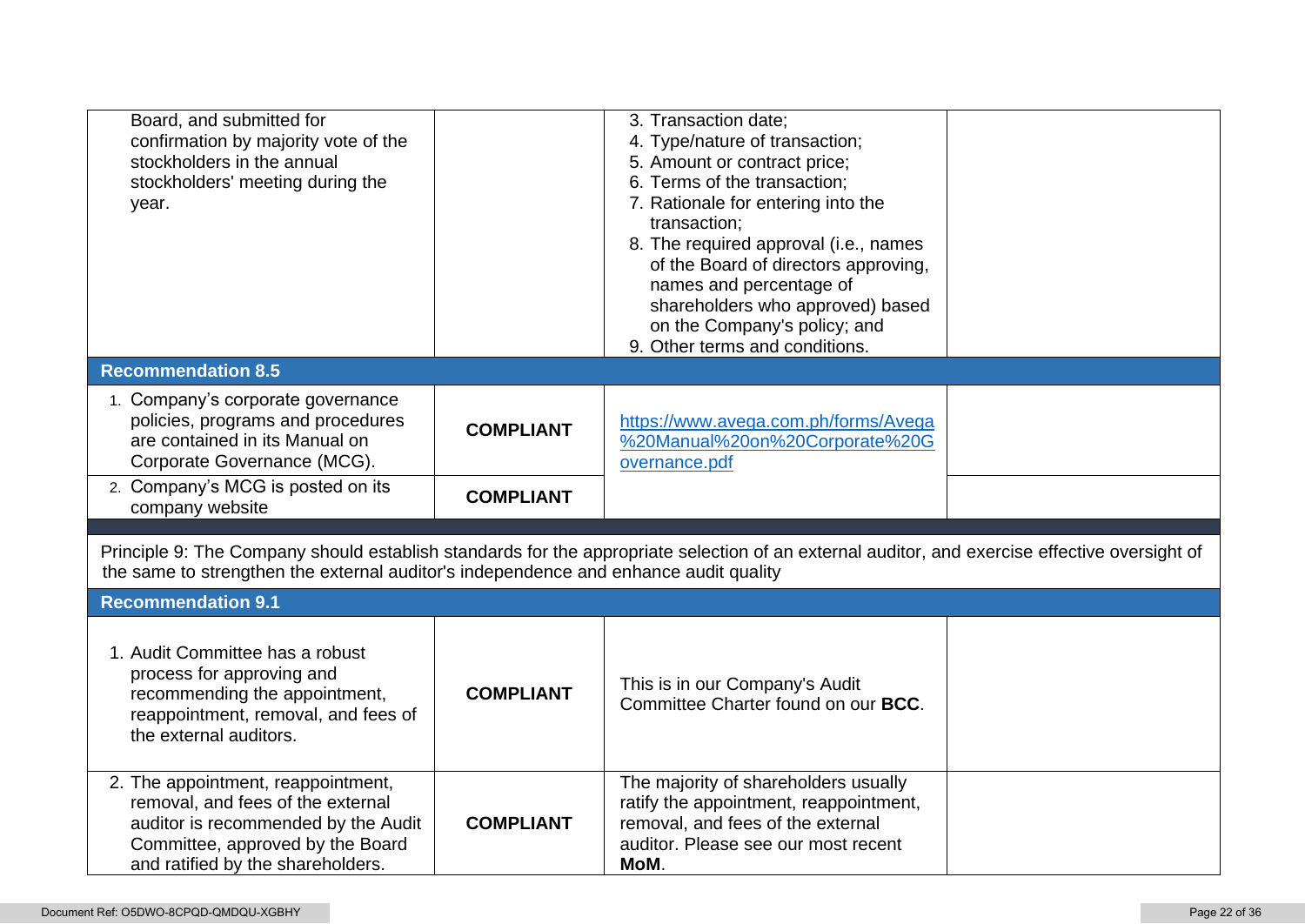| | | | |
|---|---|---|---|
| Board, and submitted for confirmation by majority vote of the stockholders in the annual stockholders' meeting during the year. | | 3. Transaction date;<br>4. Type/nature of transaction;<br>5. Amount or contract price;<br>6. Terms of the transaction;<br>7. Rationale for entering into the transaction;<br>8. The required approval (i.e., names of the Board of directors approving, names and percentage of shareholders who approved) based on the Company's policy; and<br>9. Other terms and conditions. | |
| **Recommendation 8.5** | | | |
| 1. Company's corporate governance policies, programs and procedures are contained in its Manual on Corporate Governance (MCG). | **COMPLIANT** | [https://www.avega.com.ph/forms/Avega%20Manual%20on%20Corporate%20Governance.pdf](https://www.avega.com.ph/forms/Avega%20Manual%20on%20Corporate%20Governance.pdf) | |
| 2. Company's MCG is posted on its company website | **COMPLIANT** | | |
| Principle 9: The Company should establish standards for the appropriate selection of an external auditor, and exercise effective oversight of the same to strengthen the external auditor's independence and enhance audit quality | | | |
| **Recommendation 9.1** | | | |
| 1. Audit Committee has a robust process for approving and recommending the appointment, reappointment, removal, and fees of the external auditors. | **COMPLIANT** | This is in our Company's Audit Committee Charter found on our **BCC**. | |
| 2. The appointment, reappointment, removal, and fees of the external auditor is recommended by the Audit Committee, approved by the Board and ratified by the shareholders. | **COMPLIANT** | The majority of shareholders usually ratify the appointment, reappointment, removal, and fees of the external auditor. Please see our most recent **MoM**. | |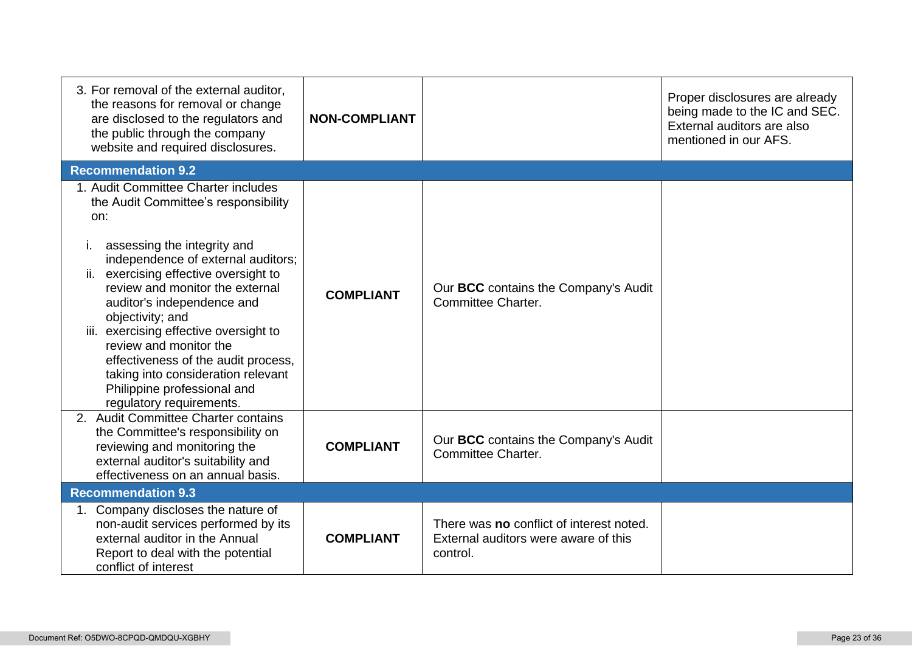| | | | |
|---|---|---|---|
| 3. For removal of the external auditor, the reasons for removal or change are disclosed to the regulators and the public through the company website and required disclosures. | **NON-COMPLIANT** | | Proper disclosures are already being made to the IC and SEC. External auditors are also mentioned in our AFS. |
| **Recommendation 9.2** | | | |
| 1. Audit Committee Charter includes the Audit Committee's responsibility on:<br><br>i. assessing the integrity and independence of external auditors;<br>ii. exercising effective oversight to review and monitor the external auditor's independence and objectivity; and<br>iii. exercising effective oversight to review and monitor the effectiveness of the audit process, taking into consideration relevant Philippine professional and regulatory requirements. | **COMPLIANT** | Our **BCC** contains the Company's Audit Committee Charter. | |
| 2. Audit Committee Charter contains the Committee's responsibility on reviewing and monitoring the external auditor's suitability and effectiveness on an annual basis. | **COMPLIANT** | Our **BCC** contains the Company's Audit Committee Charter. | |
| **Recommendation 9.3** | | | |
| 1. Company discloses the nature of non-audit services performed by its external auditor in the Annual Report to deal with the potential conflict of interest | **COMPLIANT** | There was **no** conflict of interest noted. External auditors were aware of this control. | |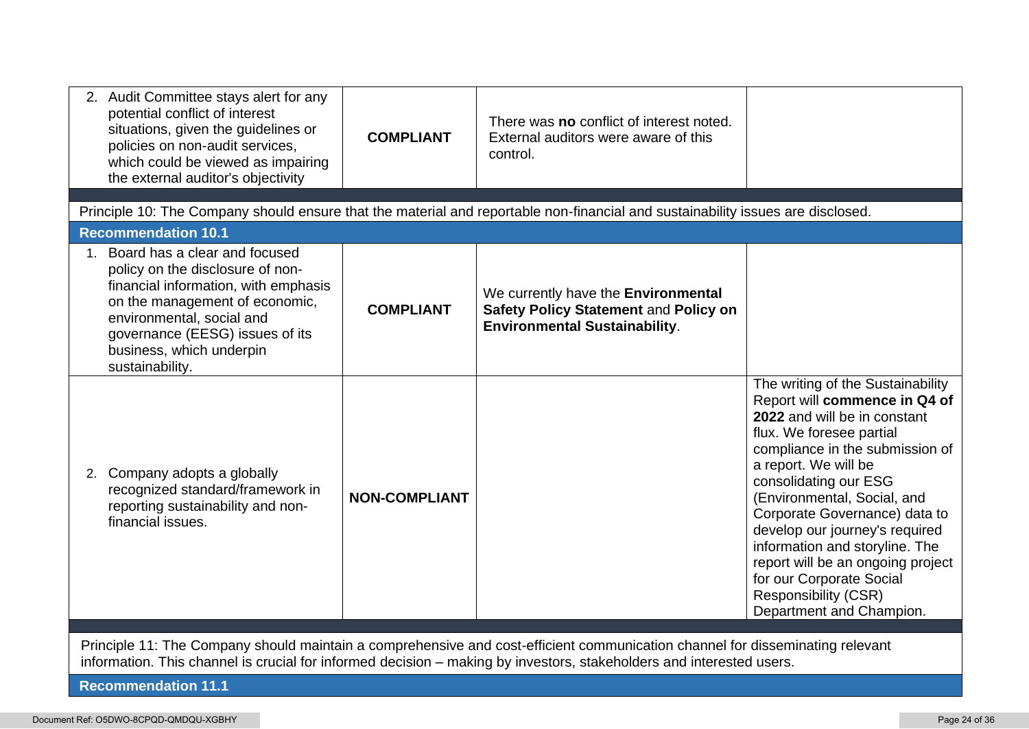| | | | |
|---|---|---|---|
| 2. Audit Committee stays alert for any potential conflict of interest situations, given the guidelines or policies on non-audit services, which could be viewed as impairing the external auditor's objectivity | **COMPLIANT** | There was **no** conflict of interest noted. External auditors were aware of this control. | |
| | | | |
| Principle 10: The Company should ensure that the material and reportable non-financial and sustainability issues are disclosed. | | | |
| **Recommendation 10.1** | | | |
| 1. Board has a clear and focused policy on the disclosure of non-financial information, with emphasis on the management of economic, environmental, social and governance (EESG) issues of its business, which underpin sustainability. | **COMPLIANT** | We currently have the **Environmental Safety Policy Statement** and **Policy on Environmental Sustainability**. | |
| 2. Company adopts a globally recognized standard/framework in reporting sustainability and non-financial issues. | **NON-COMPLIANT** | | The writing of the Sustainability Report will **commence in Q4 of 2022** and will be in constant flux. We foresee partial compliance in the submission of a report. We will be consolidating our ESG (Environmental, Social, and Corporate Governance) data to develop our journey's required information and storyline. The report will be an ongoing project for our Corporate Social Responsibility (CSR) Department and Champion. |
| | | | |
| Principle 11: The Company should maintain a comprehensive and cost-efficient communication channel for disseminating relevant information. This channel is crucial for informed decision – making by investors, stakeholders and interested users. | | | |
| **Recommendation 11.1** | | | |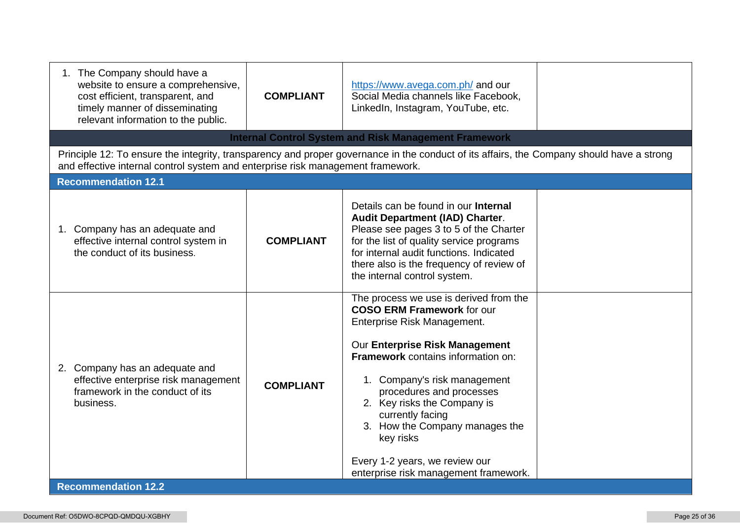| | | | |
|---|---|---|---|
| 1. The Company should have a website to ensure a comprehensive, cost efficient, transparent, and timely manner of disseminating relevant information to the public. | **COMPLIANT** | https://www.avega.com.ph/ and our Social Media channels like Facebook, LinkedIn, Instagram, YouTube, etc. | |
| **Internal Control System and Risk Management Framework** | | | |
| Principle 12: To ensure the integrity, transparency and proper governance in the conduct of its affairs, the Company should have a strong and effective internal control system and enterprise risk management framework. | | | |
| **Recommendation 12.1** | | | |
| 1. Company has an adequate and effective internal control system in the conduct of its business. | **COMPLIANT** | Details can be found in our **Internal Audit Department (IAD) Charter**. Please see pages 3 to 5 of the Charter for the list of quality service programs for internal audit functions. Indicated there also is the frequency of review of the internal control system. | |
| 2. Company has an adequate and effective enterprise risk management framework in the conduct of its business. | **COMPLIANT** | The process we use is derived from the **COSO ERM Framework** for our Enterprise Risk Management.<br><br>Our **Enterprise Risk Management Framework** contains information on:<br><br>1. Company's risk management procedures and processes<br>2. Key risks the Company is currently facing<br>3. How the Company manages the key risks<br><br>Every 1-2 years, we review our enterprise risk management framework. | |
| **Recommendation 12.2** | | | |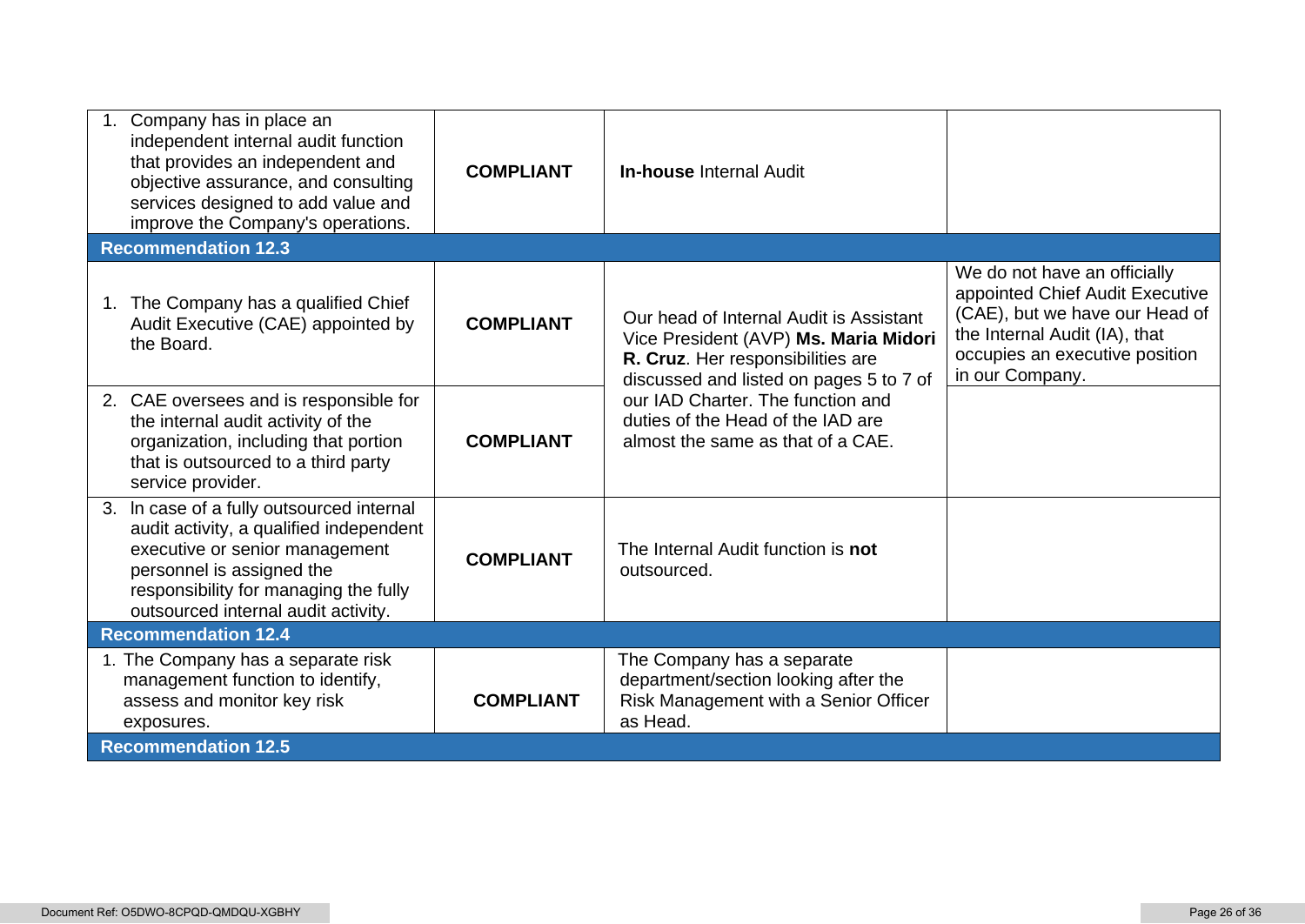| | | | |
|---|---|---|---|
| 1. Company has in place an independent internal audit function that provides an independent and objective assurance, and consulting services designed to add value and improve the Company's operations. | **COMPLIANT** | **In-house** Internal Audit | |
| **Recommendation 12.3** | | | |
| 1. The Company has a qualified Chief Audit Executive (CAE) appointed by the Board. | **COMPLIANT** | Our head of Internal Audit is Assistant Vice President (AVP) **Ms. Maria Midori R. Cruz**. Her responsibilities are discussed and listed on pages 5 to 7 of our IAD Charter. The function and duties of the Head of the IAD are almost the same as that of a CAE. | We do not have an officially appointed Chief Audit Executive (CAE), but we have our Head of the Internal Audit (IA), that occupies an executive position in our Company. |
| 2. CAE oversees and is responsible for the internal audit activity of the organization, including that portion that is outsourced to a third party service provider. | **COMPLIANT** | | |
| 3. In case of a fully outsourced internal audit activity, a qualified independent executive or senior management personnel is assigned the responsibility for managing the fully outsourced internal audit activity. | **COMPLIANT** | The Internal Audit function is **not** outsourced. | |
| **Recommendation 12.4** | | | |
| 1. The Company has a separate risk management function to identify, assess and monitor key risk exposures. | **COMPLIANT** | The Company has a separate department/section looking after the Risk Management with a Senior Officer as Head. | |
| **Recommendation 12.5** | | | |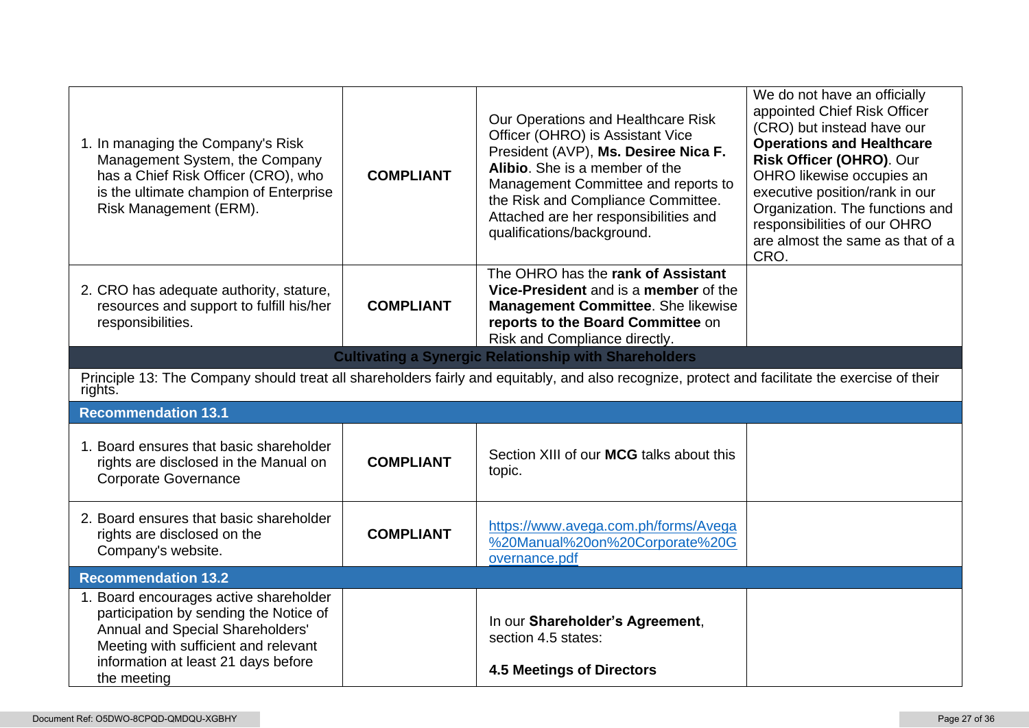| | | | |
|---|---|---|---|
| 1. In managing the Company's Risk Management System, the Company has a Chief Risk Officer (CRO), who is the ultimate champion of Enterprise Risk Management (ERM). | **COMPLIANT** | Our Operations and Healthcare Risk Officer (OHRO) is Assistant Vice President (AVP), **Ms. Desiree Nica F. Alibio**. She is a member of the Management Committee and reports to the Risk and Compliance Committee. Attached are her responsibilities and qualifications/background. | We do not have an officially appointed Chief Risk Officer (CRO) but instead have our **Operations and Healthcare Risk Officer (OHRO)**. Our OHRO likewise occupies an executive position/rank in our Organization. The functions and responsibilities of our OHRO are almost the same as that of a CRO. |
| 2. CRO has adequate authority, stature, resources and support to fulfill his/her responsibilities. | **COMPLIANT** | The OHRO has the **rank of Assistant Vice-President** and is a **member** of the **Management Committee**. She likewise **reports to the Board Committee** on Risk and Compliance directly. | |
| **Cultivating a Synergic Relationship with Shareholders** | | | |
| Principle 13: The Company should treat all shareholders fairly and equitably, and also recognize, protect and facilitate the exercise of their rights. | | | |
| **Recommendation 13.1** | | | |
| 1. Board ensures that basic shareholder rights are disclosed in the Manual on Corporate Governance | **COMPLIANT** | Section XIII of our **MCG** talks about this topic. | |
| 2. Board ensures that basic shareholder rights are disclosed on the Company's website. | **COMPLIANT** | https://www.avega.com.ph/forms/Avega%20Manual%20on%20Corporate%20Governance.pdf | |
| **Recommendation 13.2** | | | |
| 1. Board encourages active shareholder participation by sending the Notice of Annual and Special Shareholders' Meeting with sufficient and relevant information at least 21 days before the meeting | | In our **Shareholder's Agreement**, section 4.5 states:<br><br>**4.5 Meetings of Directors** | |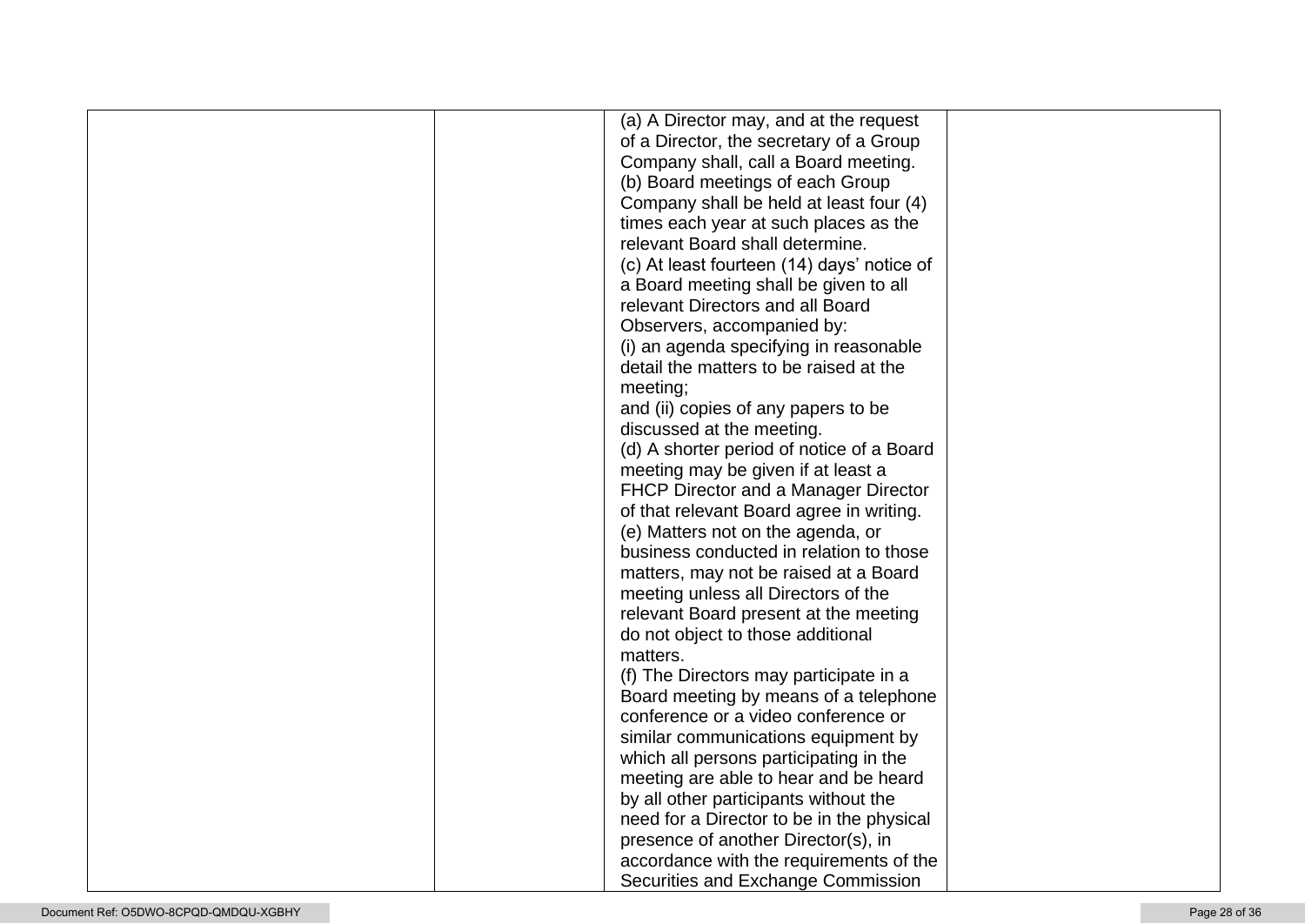|  |  | (a) A Director may, and at the request of a Director, the secretary of a Group Company shall, call a Board meeting.<br>(b) Board meetings of each Group Company shall be held at least four (4) times each year at such places as the relevant Board shall determine.<br>(c) At least fourteen (14) days' notice of a Board meeting shall be given to all relevant Directors and all Board Observers, accompanied by:<br>(i) an agenda specifying in reasonable detail the matters to be raised at the meeting;<br>and (ii) copies of any papers to be discussed at the meeting.<br>(d) A shorter period of notice of a Board meeting may be given if at least a FHCP Director and a Manager Director of that relevant Board agree in writing.<br>(e) Matters not on the agenda, or business conducted in relation to those matters, may not be raised at a Board meeting unless all Directors of the relevant Board present at the meeting do not object to those additional matters.<br>(f) The Directors may participate in a Board meeting by means of a telephone conference or a video conference or similar communications equipment by which all persons participating in the meeting are able to hear and be heard by all other participants without the need for a Director to be in the physical presence of another Director(s), in accordance with the requirements of the Securities and Exchange Commission |  |
|---|---|---|---|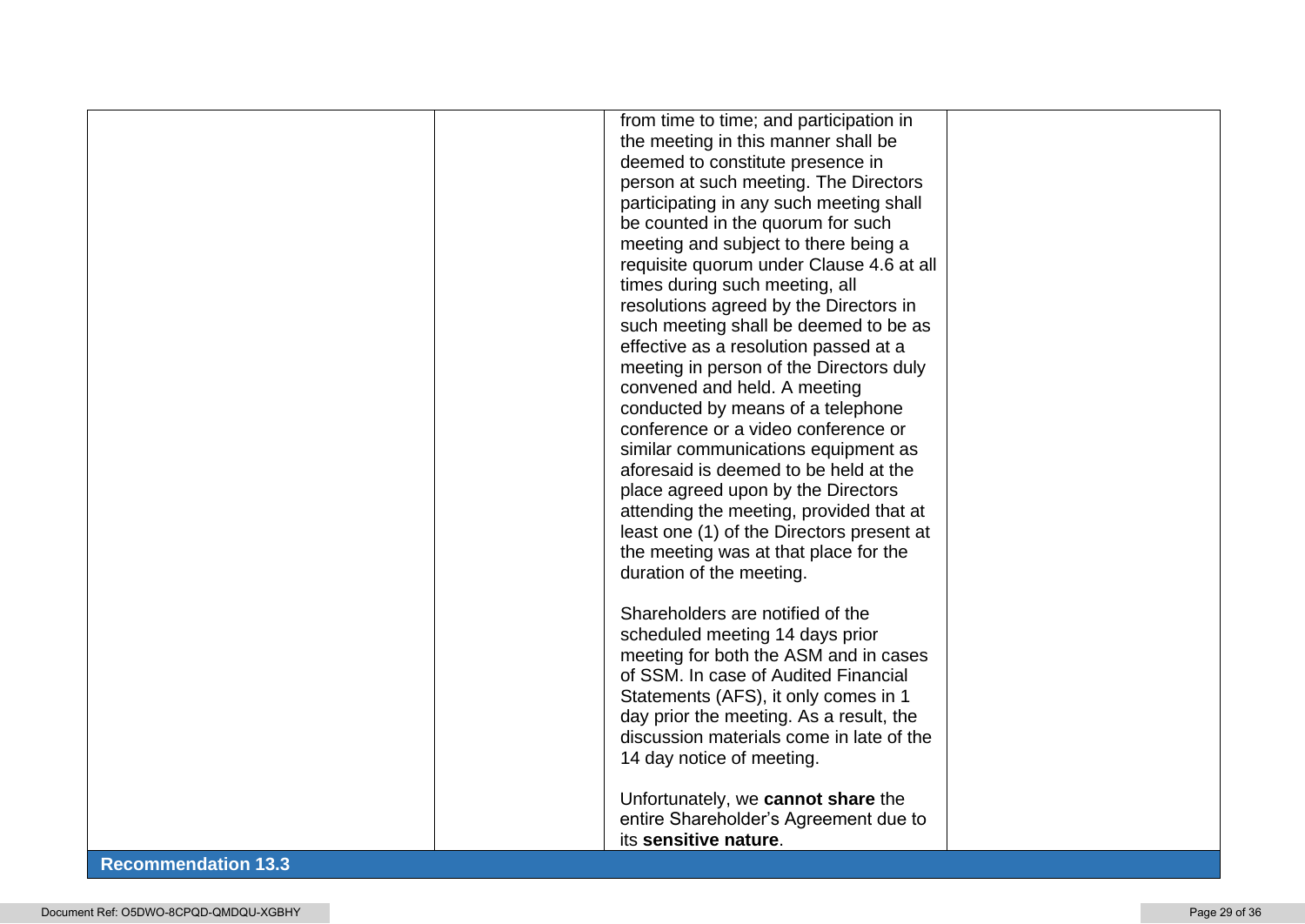| | | | |
|---|---|---|---|
| | | from time to time; and participation in the meeting in this manner shall be deemed to constitute presence in person at such meeting. The Directors participating in any such meeting shall be counted in the quorum for such meeting and subject to there being a requisite quorum under Clause 4.6 at all times during such meeting, all resolutions agreed by the Directors in such meeting shall be deemed to be as effective as a resolution passed at a meeting in person of the Directors duly convened and held. A meeting conducted by means of a telephone conference or a video conference or similar communications equipment as aforesaid is deemed to be held at the place agreed upon by the Directors attending the meeting, provided that at least one (1) of the Directors present at the meeting was at that place for the duration of the meeting.<br><br>Shareholders are notified of the scheduled meeting 14 days prior meeting for both the ASM and in cases of SSM. In case of Audited Financial Statements (AFS), it only comes in 1 day prior the meeting. As a result, the discussion materials come in late of the 14 day notice of meeting.<br><br>Unfortunately, we **cannot share** the entire Shareholder's Agreement due to its **sensitive nature**. | |

**Recommendation 13.3**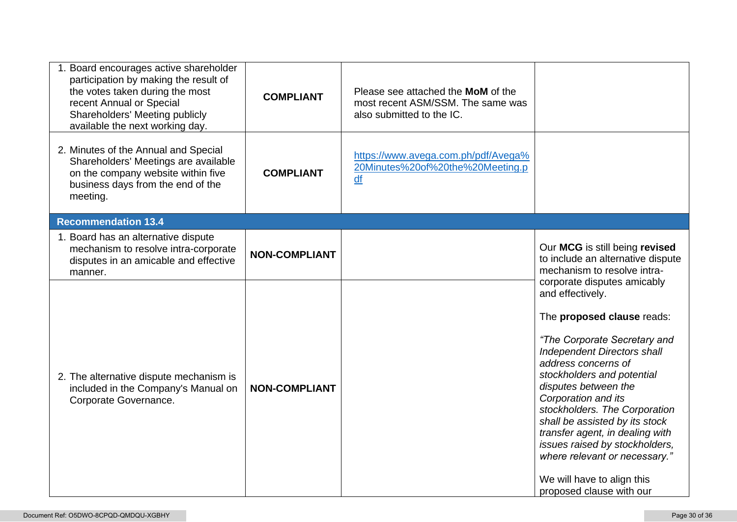| | | | |
|---|---|---|---|
| 1. Board encourages active shareholder participation by making the result of the votes taken during the most recent Annual or Special Shareholders' Meeting publicly available the next working day. | **COMPLIANT** | Please see attached the **MoM** of the most recent ASM/SSM. The same was also submitted to the IC. | |
| 2. Minutes of the Annual and Special Shareholders' Meetings are available on the company website within five business days from the end of the meeting. | **COMPLIANT** | https://www.avega.com.ph/pdf/Avega%20Minutes%20of%20the%20Meeting.pdf | |
| **Recommendation 13.4** | | | |
| 1. Board has an alternative dispute mechanism to resolve intra-corporate disputes in an amicable and effective manner. | **NON-COMPLIANT** | | Our **MCG** is still being **revised** to include an alternative dispute mechanism to resolve intra-corporate disputes amicably and effectively.<br><br>The **proposed clause** reads:<br><br>*"The Corporate Secretary and Independent Directors shall address concerns of stockholders and potential disputes between the Corporation and its stockholders. The Corporation shall be assisted by its stock transfer agent, in dealing with issues raised by stockholders, where relevant or necessary."*<br><br>We will have to align this proposed clause with our |
| 2. The alternative dispute mechanism is included in the Company's Manual on Corporate Governance. | **NON-COMPLIANT** | | |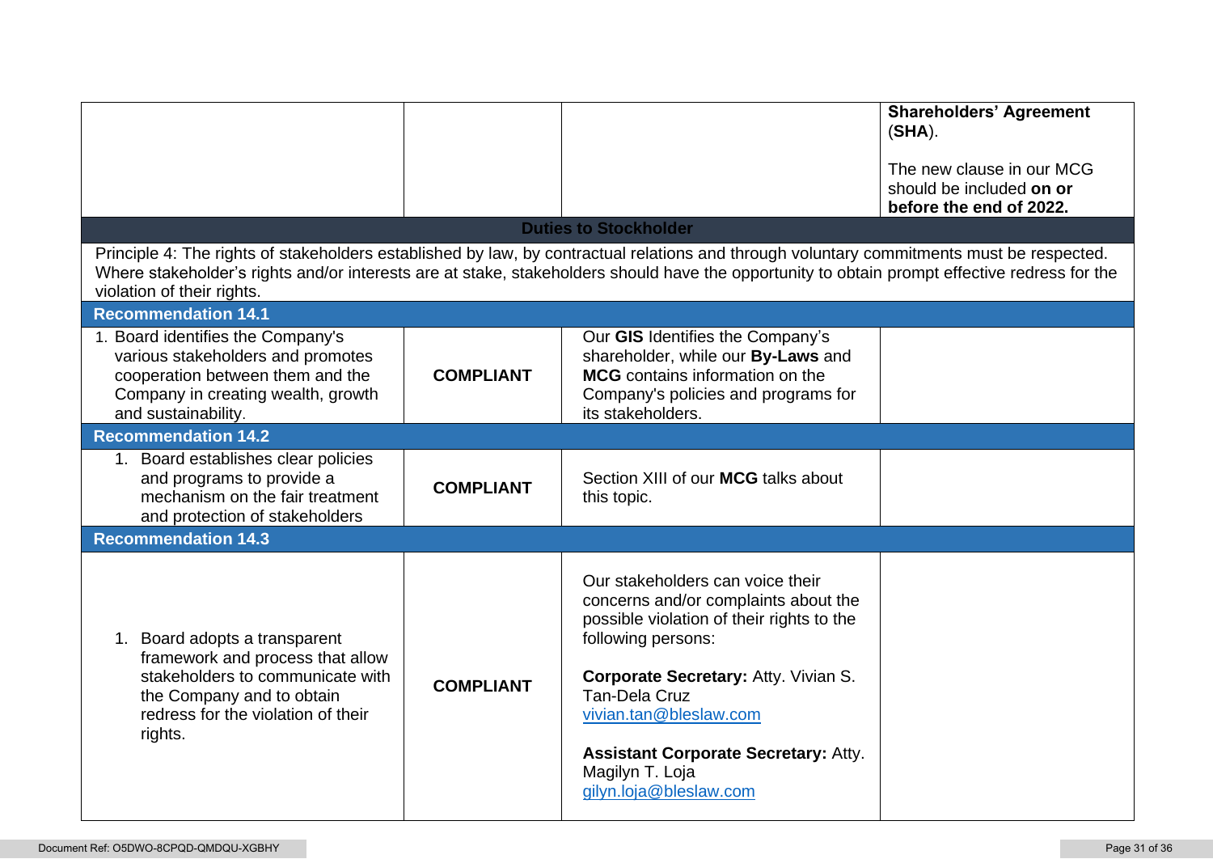| | | | |
|---|---|---|---|
| | | | **Shareholders' Agreement** (**SHA**).<br><br>The new clause in our MCG should be included **on or before the end of 2022.** |
| **Duties to Stockholder** | | | |
| Principle 4: The rights of stakeholders established by law, by contractual relations and through voluntary commitments must be respected. Where stakeholder's rights and/or interests are at stake, stakeholders should have the opportunity to obtain prompt effective redress for the violation of their rights. | | | |
| **Recommendation 14.1** | | | |
| 1. Board identifies the Company's various stakeholders and promotes cooperation between them and the Company in creating wealth, growth and sustainability. | **COMPLIANT** | Our **GIS** Identifies the Company's shareholder, while our **By-Laws** and **MCG** contains information on the Company's policies and programs for its stakeholders. | |
| **Recommendation 14.2** | | | |
| 1. Board establishes clear policies and programs to provide a mechanism on the fair treatment and protection of stakeholders | **COMPLIANT** | Section XIII of our **MCG** talks about this topic. | |
| **Recommendation 14.3** | | | |
| 1. Board adopts a transparent framework and process that allow stakeholders to communicate with the Company and to obtain redress for the violation of their rights. | **COMPLIANT** | Our stakeholders can voice their concerns and/or complaints about the possible violation of their rights to the following persons:<br><br>**Corporate Secretary:** Atty. Vivian S. Tan-Dela Cruz<br>vivian.tan@bleslaw.com<br><br>**Assistant Corporate Secretary:** Atty. Magilyn T. Loja<br>gilyn.loja@bleslaw.com | |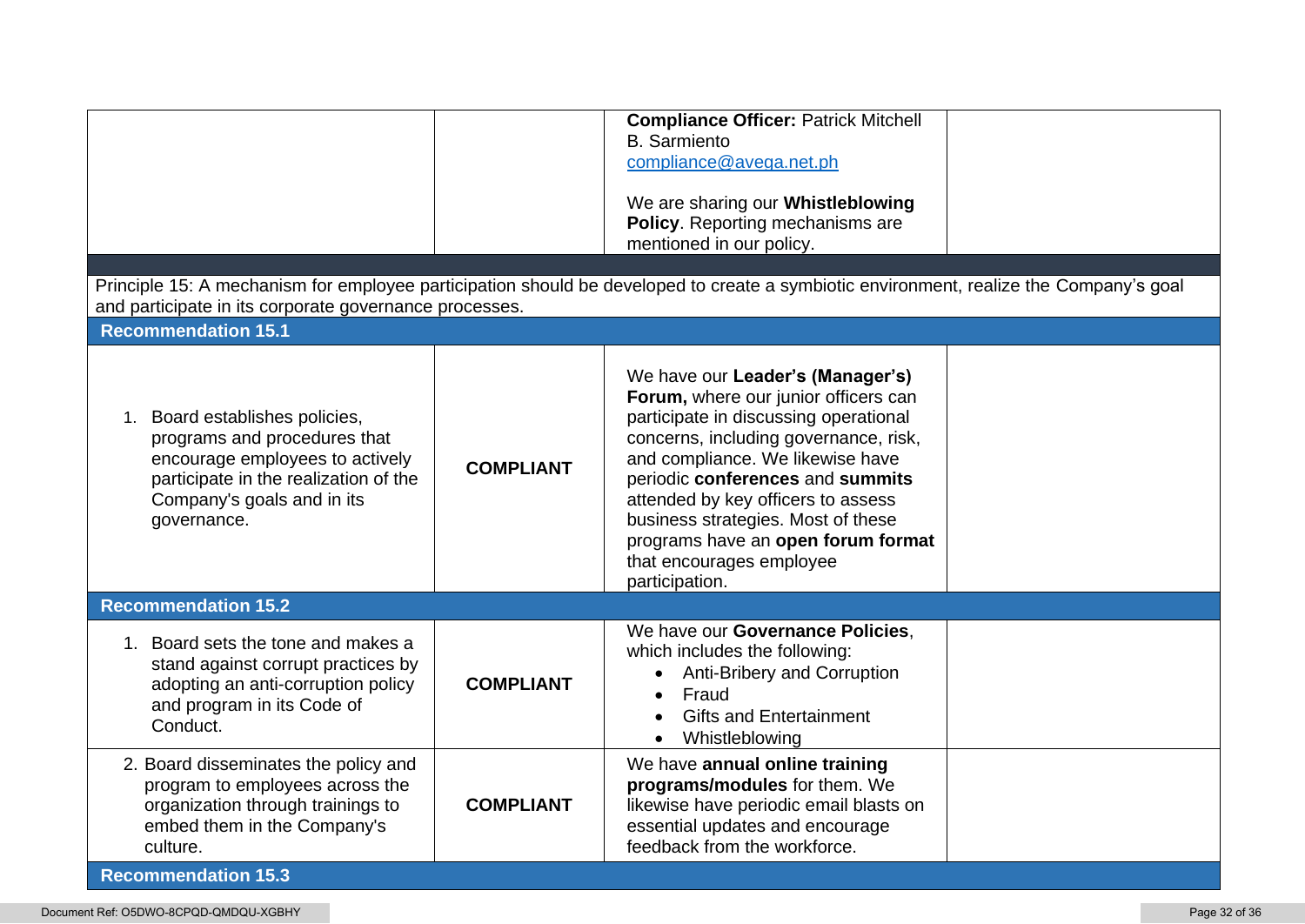| | | | |
|---|---|---|---|
| | | **Compliance Officer:** Patrick Mitchell B. Sarmiento<br>compliance@avega.net.ph<br><br>We are sharing our **Whistleblowing Policy**. Reporting mechanisms are mentioned in our policy. | |
| Principle 15: A mechanism for employee participation should be developed to create a symbiotic environment, realize the Company's goal and participate in its corporate governance processes. | | | |
| **Recommendation 15.1** | | | |
| 1. Board establishes policies, programs and procedures that encourage employees to actively participate in the realization of the Company's goals and in its governance. | **COMPLIANT** | We have our **Leader's (Manager's) Forum,** where our junior officers can participate in discussing operational concerns, including governance, risk, and compliance. We likewise have periodic **conferences** and **summits** attended by key officers to assess business strategies. Most of these programs have an **open forum format** that encourages employee participation. | |
| **Recommendation 15.2** | | | |
| 1. Board sets the tone and makes a stand against corrupt practices by adopting an anti-corruption policy and program in its Code of Conduct. | **COMPLIANT** | We have our **Governance Policies**, which includes the following:<br>• Anti-Bribery and Corruption<br>• Fraud<br>• Gifts and Entertainment<br>• Whistleblowing | |
| 2. Board disseminates the policy and program to employees across the organization through trainings to embed them in the Company's culture. | **COMPLIANT** | We have **annual online training programs/modules** for them. We likewise have periodic email blasts on essential updates and encourage feedback from the workforce. | |
| **Recommendation 15.3** | | | |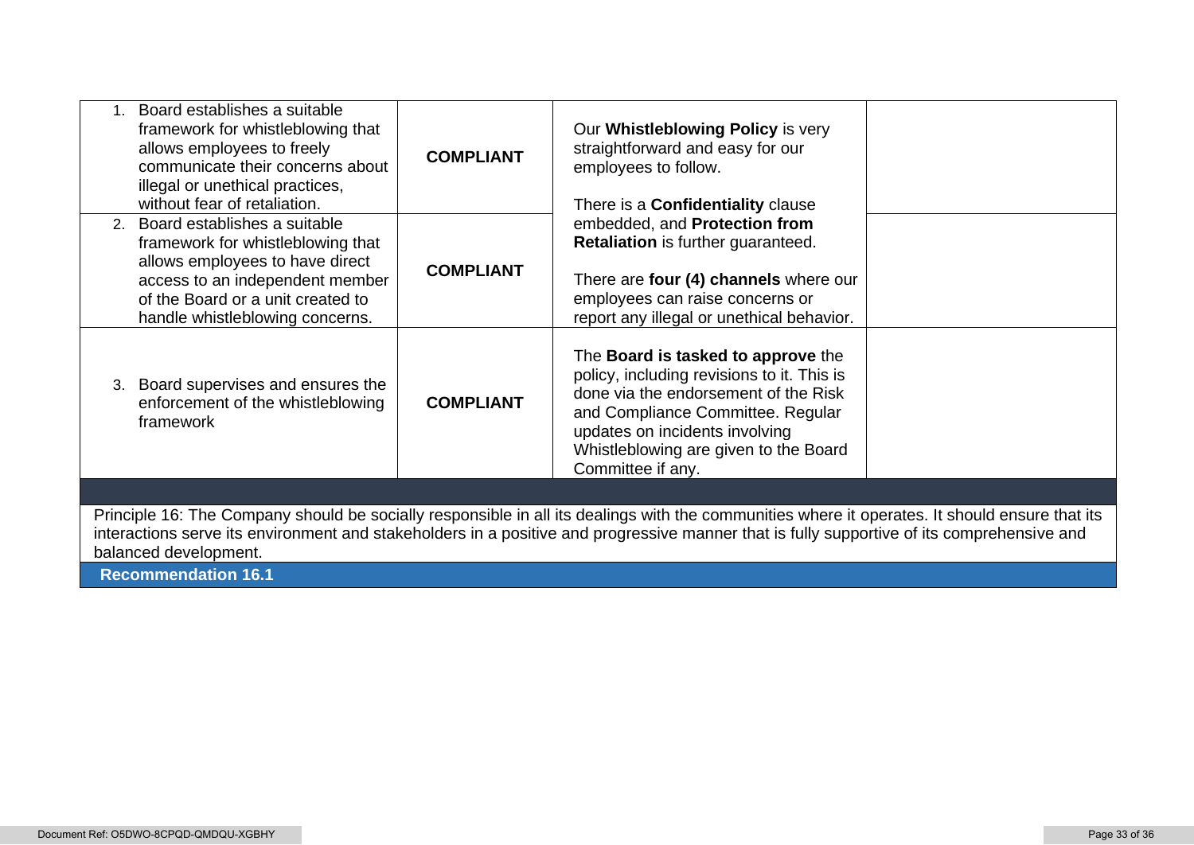| | | | |
|---|---|---|---|
| 1. Board establishes a suitable framework for whistleblowing that allows employees to freely communicate their concerns about illegal or unethical practices, without fear of retaliation. | **COMPLIANT** | Our **Whistleblowing Policy** is very straightforward and easy for our employees to follow.<br><br>There is a **Confidentiality** clause embedded, and **Protection from Retaliation** is further guaranteed.<br><br>There are **four (4) channels** where our employees can raise concerns or report any illegal or unethical behavior. | |
| 2. Board establishes a suitable framework for whistleblowing that allows employees to have direct access to an independent member of the Board or a unit created to handle whistleblowing concerns. | **COMPLIANT** | | |
| 3. Board supervises and ensures the enforcement of the whistleblowing framework | **COMPLIANT** | The **Board is tasked to approve** the policy, including revisions to it. This is done via the endorsement of the Risk and Compliance Committee. Regular updates on incidents involving Whistleblowing are given to the Board Committee if any. | |

Principle 16: The Company should be socially responsible in all its dealings with the communities where it operates. It should ensure that its interactions serve its environment and stakeholders in a positive and progressive manner that is fully supportive of its comprehensive and balanced development.

**Recommendation 16.1**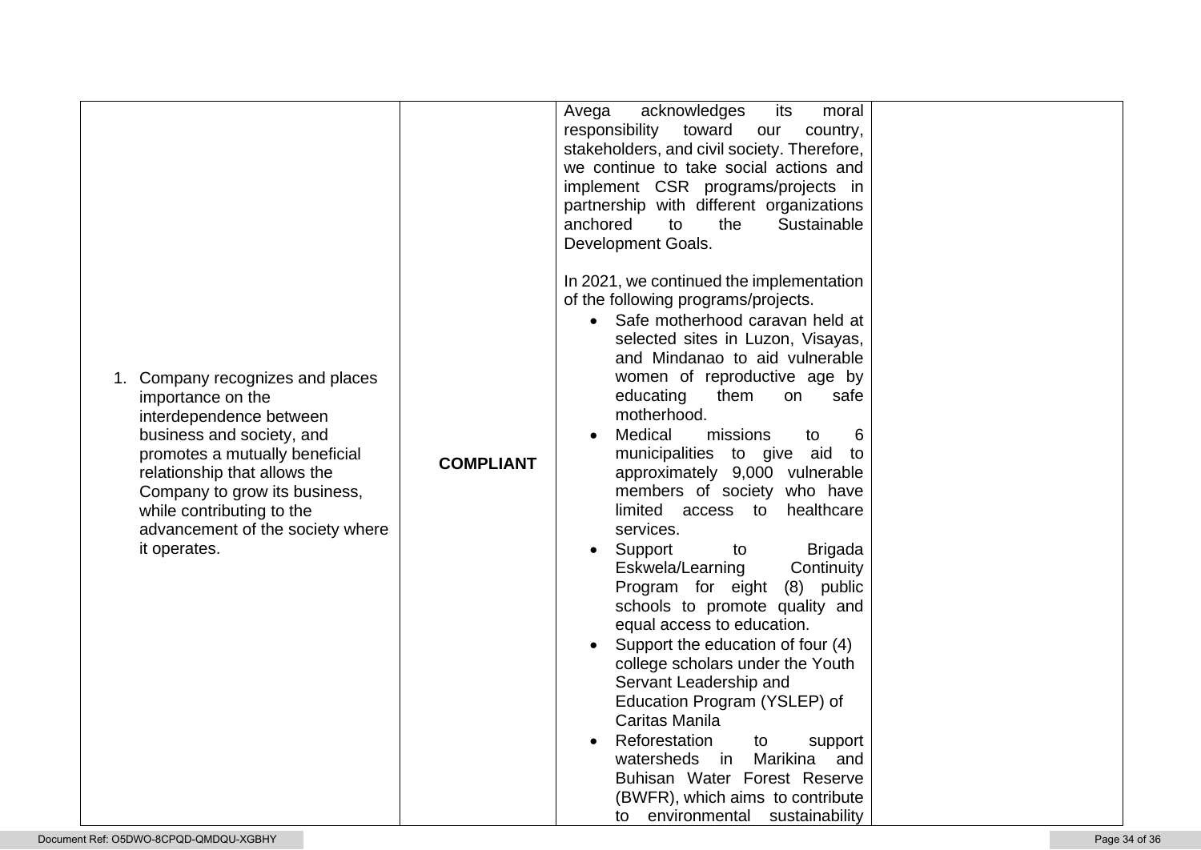| | | | |
|---|---|---|---|
| 1. Company recognizes and places importance on the interdependence between business and society, and promotes a mutually beneficial relationship that allows the Company to grow its business, while contributing to the advancement of the society where it operates. | **COMPLIANT** | Avega acknowledges its moral responsibility toward our country, stakeholders, and civil society. Therefore, we continue to take social actions and implement CSR programs/projects in partnership with different organizations anchored to the Sustainable Development Goals.<br><br>In 2021, we continued the implementation of the following programs/projects.<br>• Safe motherhood caravan held at selected sites in Luzon, Visayas, and Mindanao to aid vulnerable women of reproductive age by educating them on safe motherhood.<br>• Medical missions to 6 municipalities to give aid to approximately 9,000 vulnerable members of society who have limited access to healthcare services.<br>• Support to Brigada Eskwela/Learning Continuity Program for eight (8) public schools to promote quality and equal access to education.<br>• Support the education of four (4) college scholars under the Youth Servant Leadership and Education Program (YSLEP) of Caritas Manila<br>• Reforestation to support watersheds in Marikina and Buhisan Water Forest Reserve (BWFR), which aims to contribute to environmental sustainability | |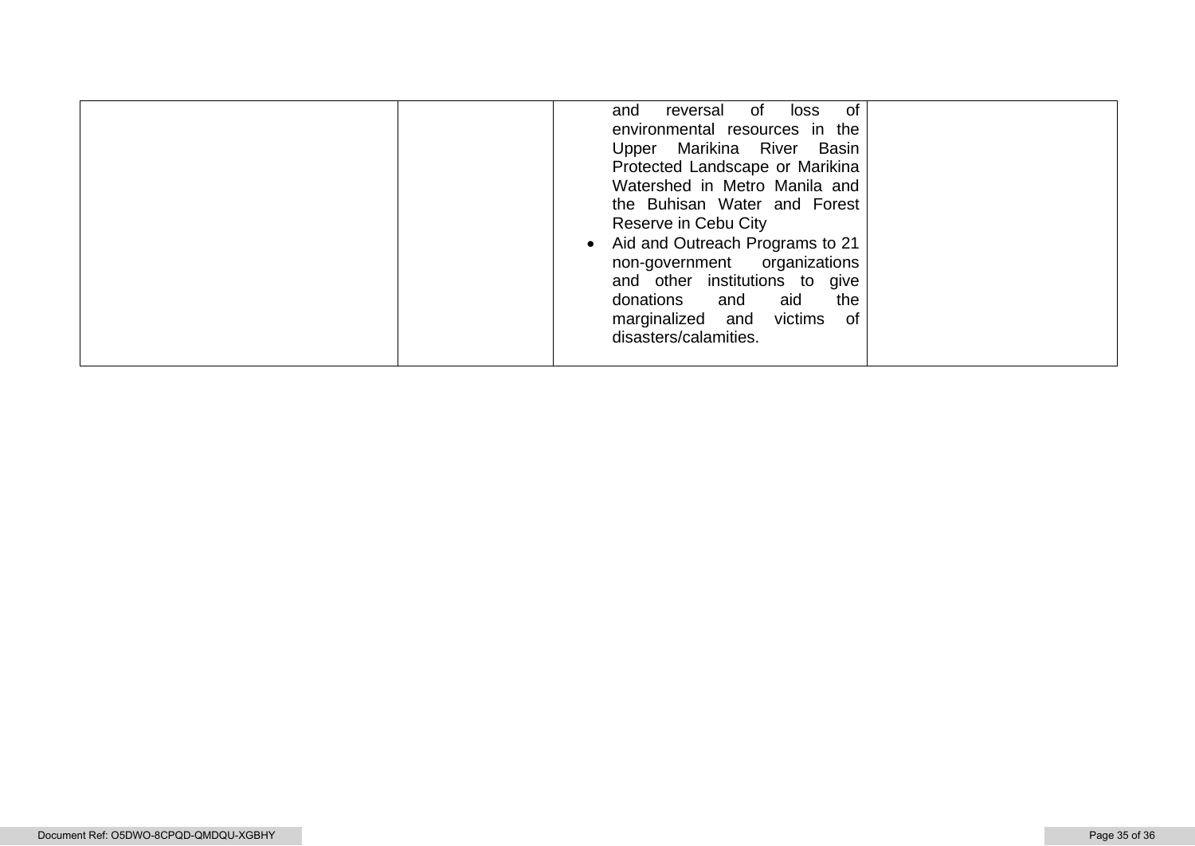|  |  |  |  |
|---|---|---|---|
|  |  | and reversal of loss of environmental resources in the Upper Marikina River Basin Protected Landscape or Marikina Watershed in Metro Manila and the Buhisan Water and Forest Reserve in Cebu City<br>• Aid and Outreach Programs to 21 non-government organizations and other institutions to give donations and aid the marginalized and victims of disasters/calamities. |  |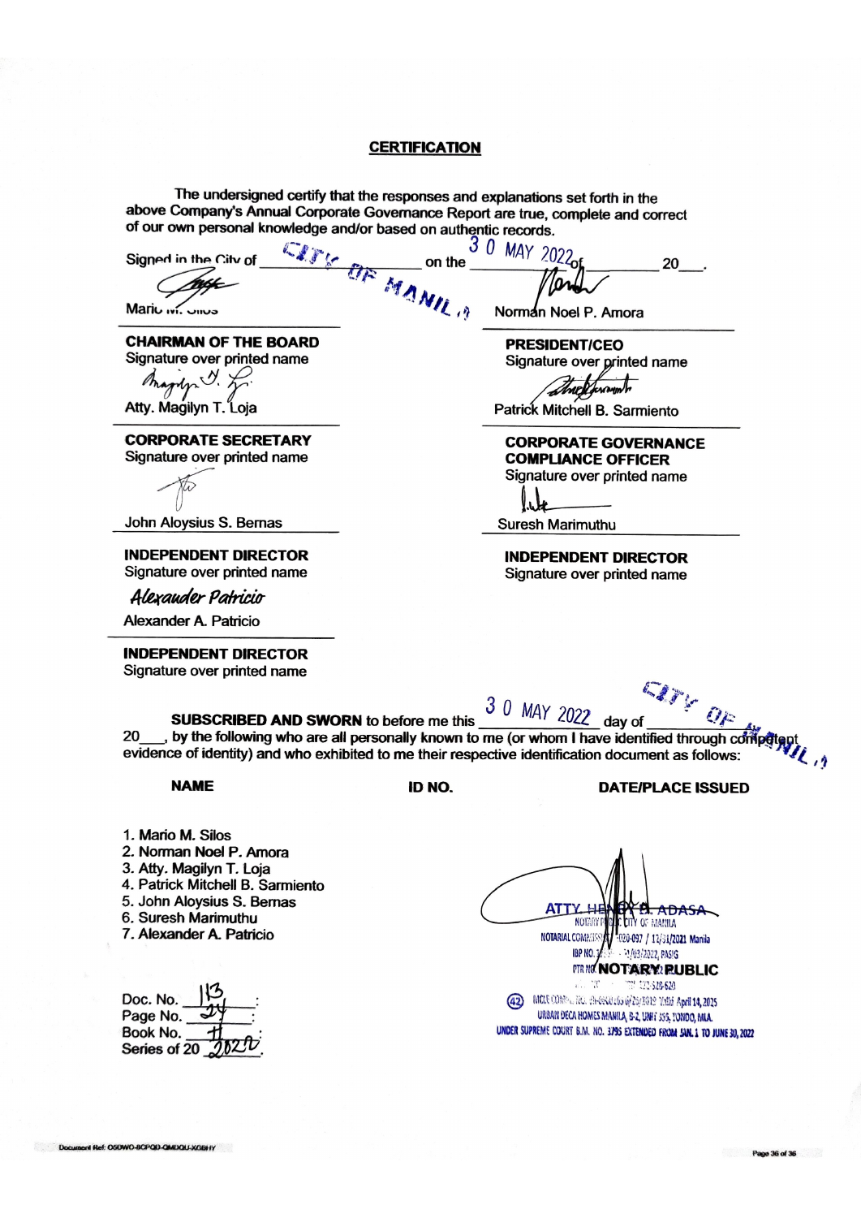## CERTIFICATION

The undersigned certify that the responses and explanations set forth in the above Company's Annual Corporate Governance Report are true, complete and correct of our own personal knowledge and/or based on authentic records.

Signed in the City of CITY OF MANILA on the 30 MAY 2022 of ____________ 20___.

| | |
|---|---|
| Mario M. Silos | Norman Noel P. Amora |
| **CHAIRMAN OF THE BOARD** Signature over printed name | **PRESIDENT/CEO** Signature over printed name |
| Atty. Magilyn T. Loja | Patrick Mitchell B. Sarmiento |
| **CORPORATE SECRETARY** Signature over printed name | **CORPORATE GOVERNANCE COMPLIANCE OFFICER** Signature over printed name |
| John Aloysius S. Bernas | Suresh Marimuthu |
| **INDEPENDENT DIRECTOR** Signature over printed name | **INDEPENDENT DIRECTOR** Signature over printed name |
| Alexander A. Patricio | |
| **INDEPENDENT DIRECTOR** Signature over printed name | |

**SUBSCRIBED AND SWORN** to before me this 30 MAY 2022 day of CITY OF MANILA 20___, by the following who are all personally known to me (or whom I have identified through competent evidence of identity) and who exhibited to me their respective identification document as follows:

| NAME | ID NO. | DATE/PLACE ISSUED |
|---|---|---|
| 1. Mario M. Silos | | |
| 2. Norman Noel P. Amora | | |
| 3. Atty. Magilyn T. Loja | | |
| 4. Patrick Mitchell B. Sarmiento | | |
| 5. John Aloysius S. Bernas | | |
| 6. Suresh Marimuthu | | |
| 7. Alexander A. Patricio | | |

ATTY. HENRY B. ADASA
NOTARY PUBLIC CITY OF MANILA
NOTARIAL COMMISSION 2020-097 / 12/31/2021 Manila
IBP NO. ... 01/03/2022, PASIG
PTR NO. ...
**NOTARY PUBLIC**
MCLE COMPLIANCE NO. ... Valid April 14, 2025
URBAN DECA HOMES MANILA, B-2, UNIT 355, TONDO, MLA.
UNDER SUPREME COURT B.M. NO. 3795 EXTENDED FROM JAN. 1 TO JUNE 30, 2022

Doc. No. 113;
Page No. 24;
Book No. 11;
Series of 2022.

Document Ref: O5DWO-8CPQD-QMDQU-XGBHY